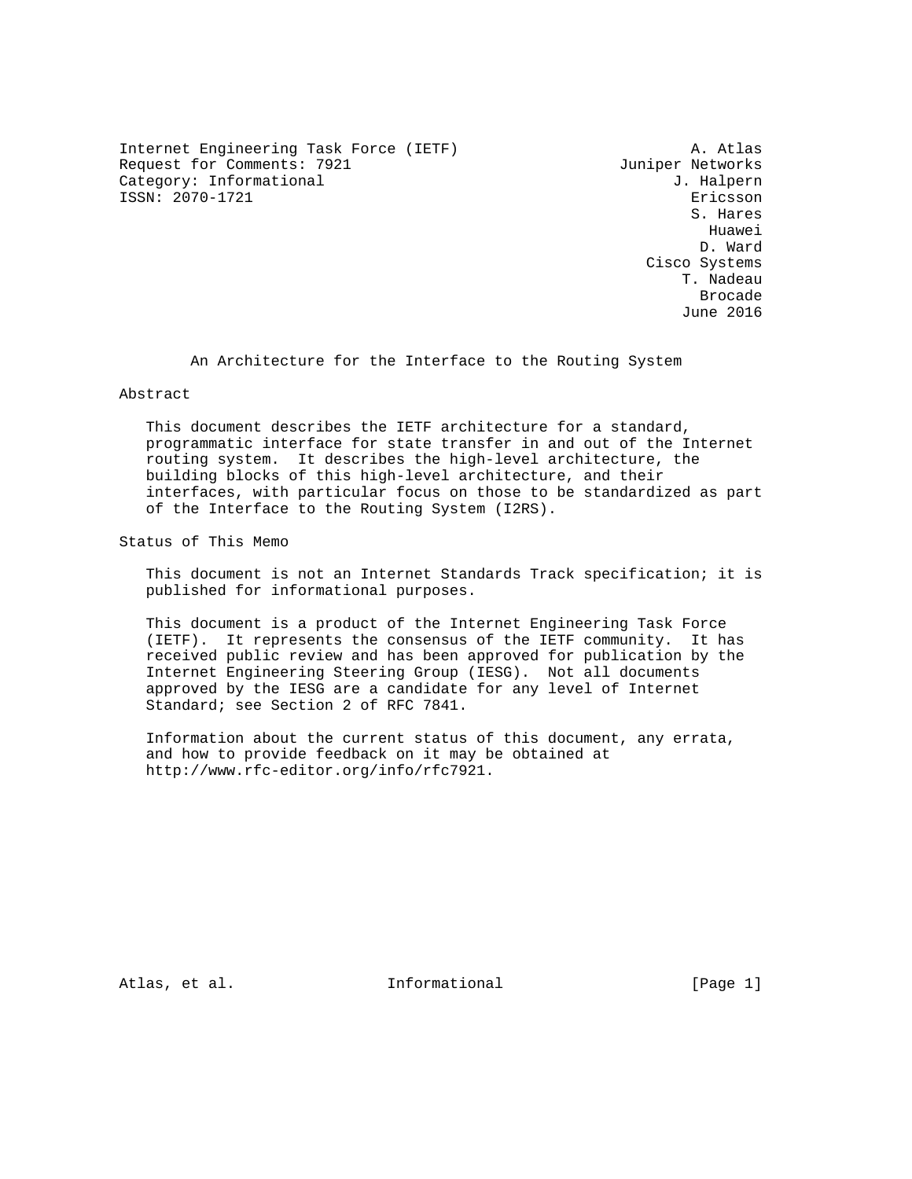Internet Engineering Task Force (IETF)
Request for Comments: 7921
Category: Informational
ISSN: 2070-1721

A. Atlas
Juniper Networks
J. Halpern
Ericsson
S. Hares
Huawei
D. Ward
Cisco Systems
T. Nadeau
Brocade
June 2016

# An Architecture for the Interface to the Routing System

## Abstract

This document describes the IETF architecture for a standard, programmatic interface for state transfer in and out of the Internet routing system. It describes the high-level architecture, the building blocks of this high-level architecture, and their interfaces, with particular focus on those to be standardized as part of the Interface to the Routing System (I2RS).

## Status of This Memo

This document is not an Internet Standards Track specification; it is published for informational purposes.

This document is a product of the Internet Engineering Task Force (IETF). It represents the consensus of the IETF community. It has received public review and has been approved for publication by the Internet Engineering Steering Group (IESG). Not all documents approved by the IESG are a candidate for any level of Internet Standard; see Section 2 of RFC 7841.

Information about the current status of this document, any errata, and how to provide feedback on it may be obtained at http://www.rfc-editor.org/info/rfc7921.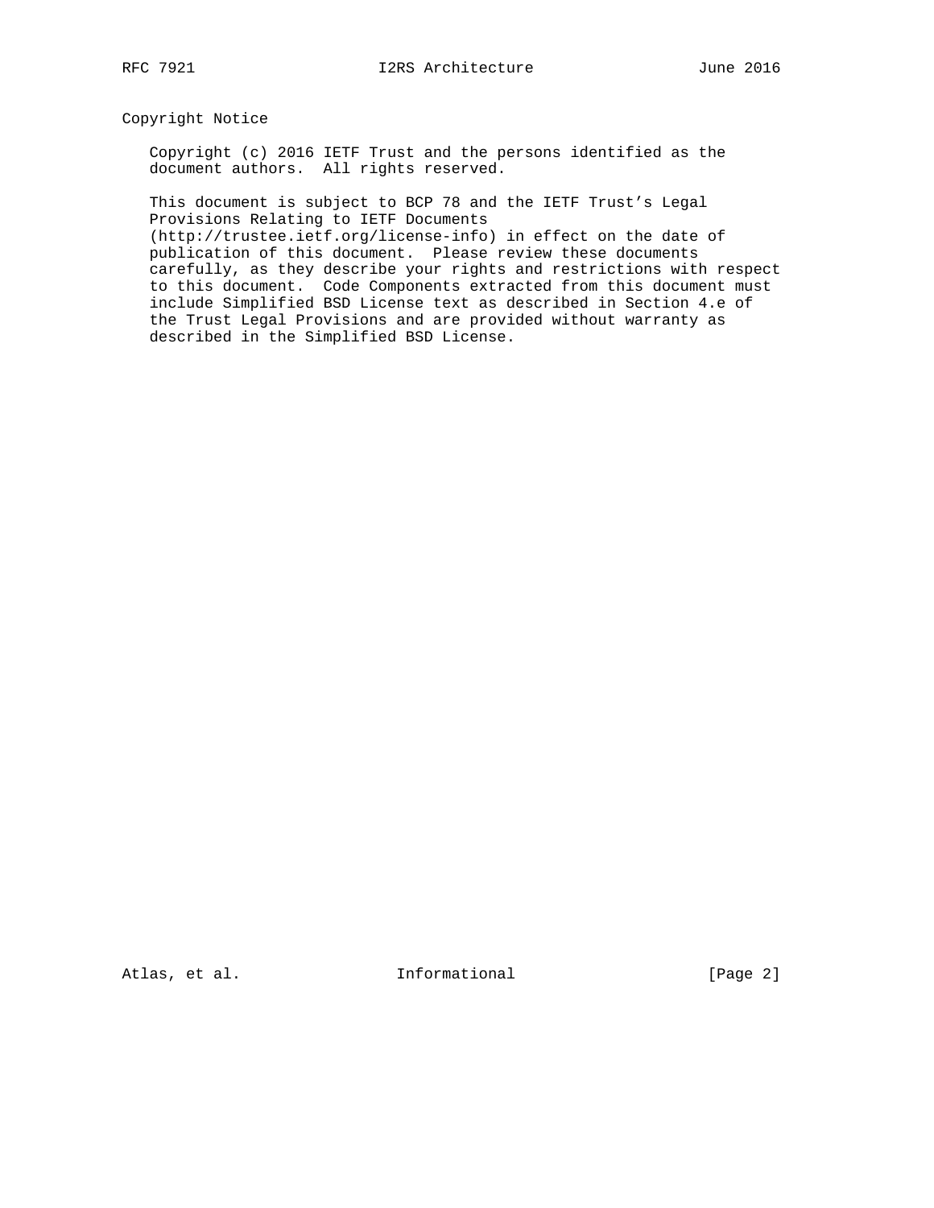## Copyright Notice

Copyright (c) 2016 IETF Trust and the persons identified as the document authors. All rights reserved.

This document is subject to BCP 78 and the IETF Trust's Legal Provisions Relating to IETF Documents (http://trustee.ietf.org/license-info) in effect on the date of publication of this document. Please review these documents carefully, as they describe your rights and restrictions with respect to this document. Code Components extracted from this document must include Simplified BSD License text as described in Section 4.e of the Trust Legal Provisions and are provided without warranty as described in the Simplified BSD License.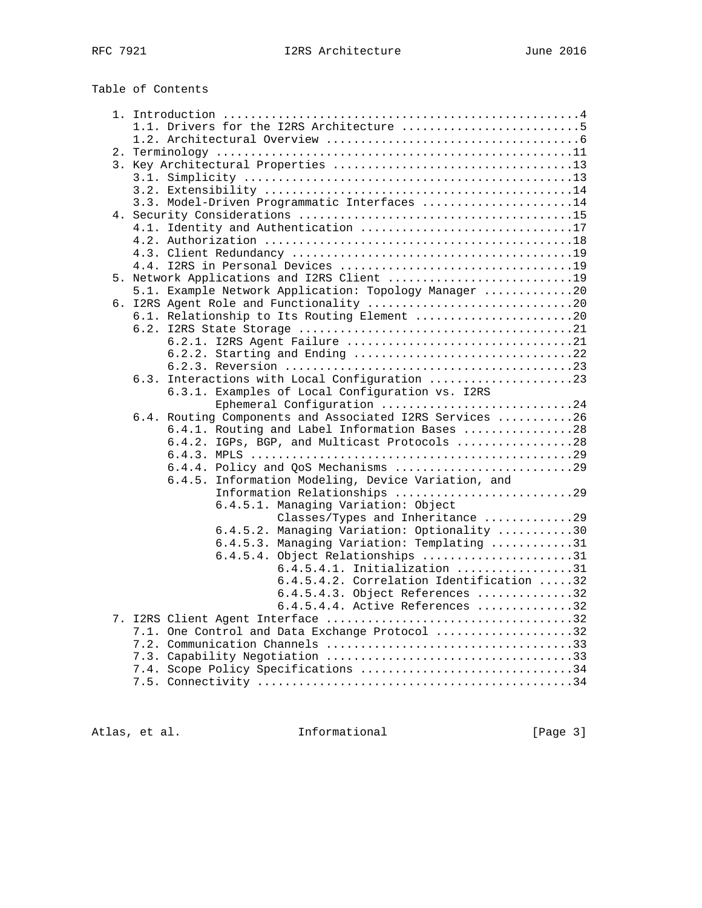Table of Contents

```
   1. Introduction ....................................................4
      1.1. Drivers for the I2RS Architecture ..........................5
      1.2. Architectural Overview .....................................6
   2. Terminology ....................................................11
   3. Key Architectural Properties ...................................13
      3.1. Simplicity ................................................13
      3.2. Extensibility .............................................14
      3.3. Model-Driven Programmatic Interfaces ......................14
   4. Security Considerations ........................................15
      4.1. Identity and Authentication ...............................17
      4.2. Authorization .............................................18
      4.3. Client Redundancy .........................................19
      4.4. I2RS in Personal Devices ..................................19
   5. Network Applications and I2RS Client ...........................19
      5.1. Example Network Application: Topology Manager .............20
   6. I2RS Agent Role and Functionality ..............................20
      6.1. Relationship to Its Routing Element .......................20
      6.2. I2RS State Storage ........................................21
           6.2.1. I2RS Agent Failure .................................21
           6.2.2. Starting and Ending ................................22
           6.2.3. Reversion ..........................................23
      6.3. Interactions with Local Configuration .....................23
           6.3.1. Examples of Local Configuration vs. I2RS
                  Ephemeral Configuration ............................24
      6.4. Routing Components and Associated I2RS Services ...........26
           6.4.1. Routing and Label Information Bases ................28
           6.4.2. IGPs, BGP, and Multicast Protocols .................28
           6.4.3. MPLS ...............................................29
           6.4.4. Policy and QoS Mechanisms ..........................29
           6.4.5. Information Modeling, Device Variation, and
                  Information Relationships ..........................29
                  6.4.5.1. Managing Variation: Object
                           Classes/Types and Inheritance .............29
                  6.4.5.2. Managing Variation: Optionality ...........30
                  6.4.5.3. Managing Variation: Templating ............31
                  6.4.5.4. Object Relationships ......................31
                           6.4.5.4.1. Initialization .................31
                           6.4.5.4.2. Correlation Identification .....32
                           6.4.5.4.3. Object References ..............32
                           6.4.5.4.4. Active References ..............32
   7. I2RS Client Agent Interface ....................................32
      7.1. One Control and Data Exchange Protocol ....................32
      7.2. Communication Channels ....................................33
      7.3. Capability Negotiation ....................................33
      7.4. Scope Policy Specifications ...............................34
      7.5. Connectivity ..............................................34
```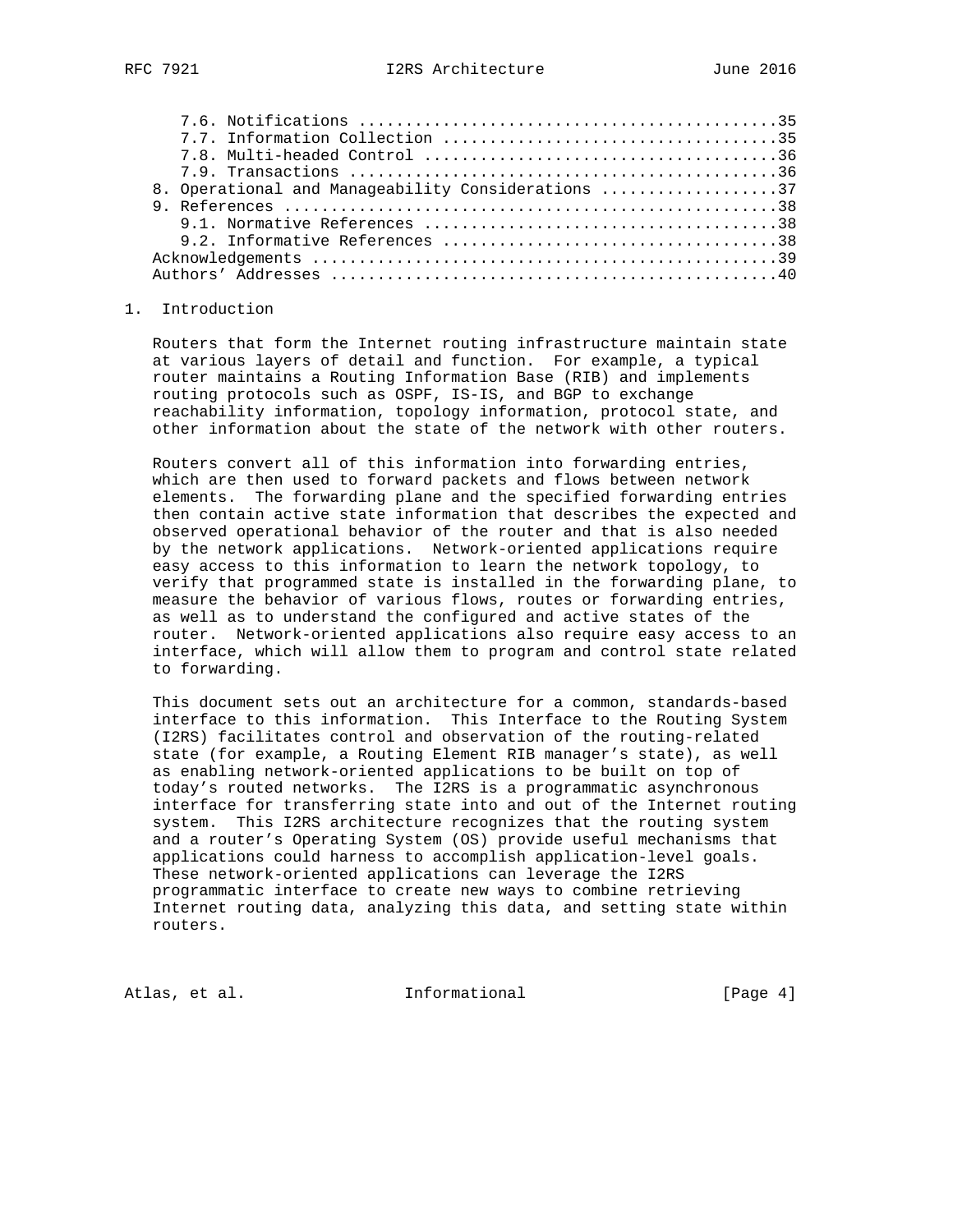7.6. Notifications ............................................35
7.7. Information Collection ...................................35
7.8. Multi-headed Control .....................................36
7.9. Transactions .............................................36
8. Operational and Manageability Considerations ...................37
9. References .....................................................38
9.1. Normative References .....................................38
9.2. Informative References ...................................38
Acknowledgements ..................................................39
Authors' Addresses ................................................40

## 1. Introduction

Routers that form the Internet routing infrastructure maintain state at various layers of detail and function. For example, a typical router maintains a Routing Information Base (RIB) and implements routing protocols such as OSPF, IS-IS, and BGP to exchange reachability information, topology information, protocol state, and other information about the state of the network with other routers.

Routers convert all of this information into forwarding entries, which are then used to forward packets and flows between network elements. The forwarding plane and the specified forwarding entries then contain active state information that describes the expected and observed operational behavior of the router and that is also needed by the network applications. Network-oriented applications require easy access to this information to learn the network topology, to verify that programmed state is installed in the forwarding plane, to measure the behavior of various flows, routes or forwarding entries, as well as to understand the configured and active states of the router. Network-oriented applications also require easy access to an interface, which will allow them to program and control state related to forwarding.

This document sets out an architecture for a common, standards-based interface to this information. This Interface to the Routing System (I2RS) facilitates control and observation of the routing-related state (for example, a Routing Element RIB manager's state), as well as enabling network-oriented applications to be built on top of today's routed networks. The I2RS is a programmatic asynchronous interface for transferring state into and out of the Internet routing system. This I2RS architecture recognizes that the routing system and a router's Operating System (OS) provide useful mechanisms that applications could harness to accomplish application-level goals. These network-oriented applications can leverage the I2RS programmatic interface to create new ways to combine retrieving Internet routing data, analyzing this data, and setting state within routers.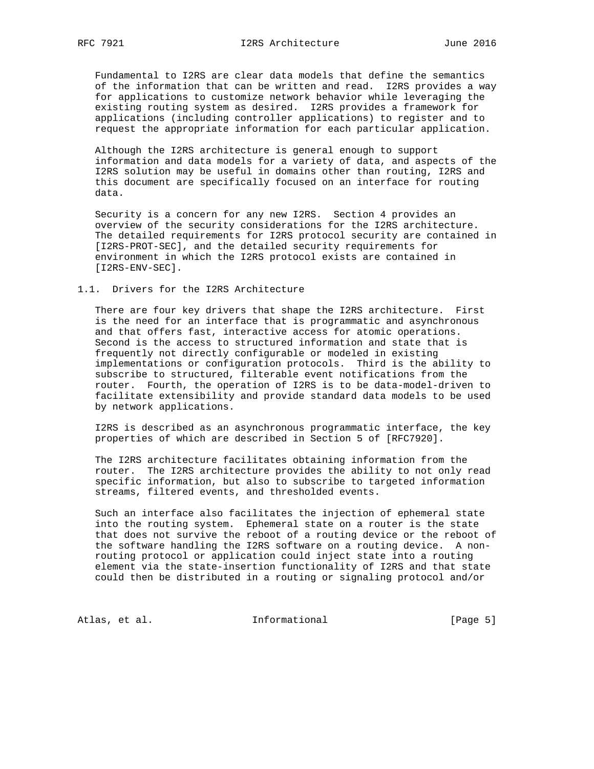Fundamental to I2RS are clear data models that define the semantics of the information that can be written and read. I2RS provides a way for applications to customize network behavior while leveraging the existing routing system as desired. I2RS provides a framework for applications (including controller applications) to register and to request the appropriate information for each particular application.

Although the I2RS architecture is general enough to support information and data models for a variety of data, and aspects of the I2RS solution may be useful in domains other than routing, I2RS and this document are specifically focused on an interface for routing data.

Security is a concern for any new I2RS. Section 4 provides an overview of the security considerations for the I2RS architecture. The detailed requirements for I2RS protocol security are contained in [I2RS-PROT-SEC], and the detailed security requirements for environment in which the I2RS protocol exists are contained in [I2RS-ENV-SEC].

### 1.1. Drivers for the I2RS Architecture

There are four key drivers that shape the I2RS architecture. First is the need for an interface that is programmatic and asynchronous and that offers fast, interactive access for atomic operations. Second is the access to structured information and state that is frequently not directly configurable or modeled in existing implementations or configuration protocols. Third is the ability to subscribe to structured, filterable event notifications from the router. Fourth, the operation of I2RS is to be data-model-driven to facilitate extensibility and provide standard data models to be used by network applications.

I2RS is described as an asynchronous programmatic interface, the key properties of which are described in Section 5 of [RFC7920].

The I2RS architecture facilitates obtaining information from the router. The I2RS architecture provides the ability to not only read specific information, but also to subscribe to targeted information streams, filtered events, and thresholded events.

Such an interface also facilitates the injection of ephemeral state into the routing system. Ephemeral state on a router is the state that does not survive the reboot of a routing device or the reboot of the software handling the I2RS software on a routing device. A non-routing protocol or application could inject state into a routing element via the state-insertion functionality of I2RS and that state could then be distributed in a routing or signaling protocol and/or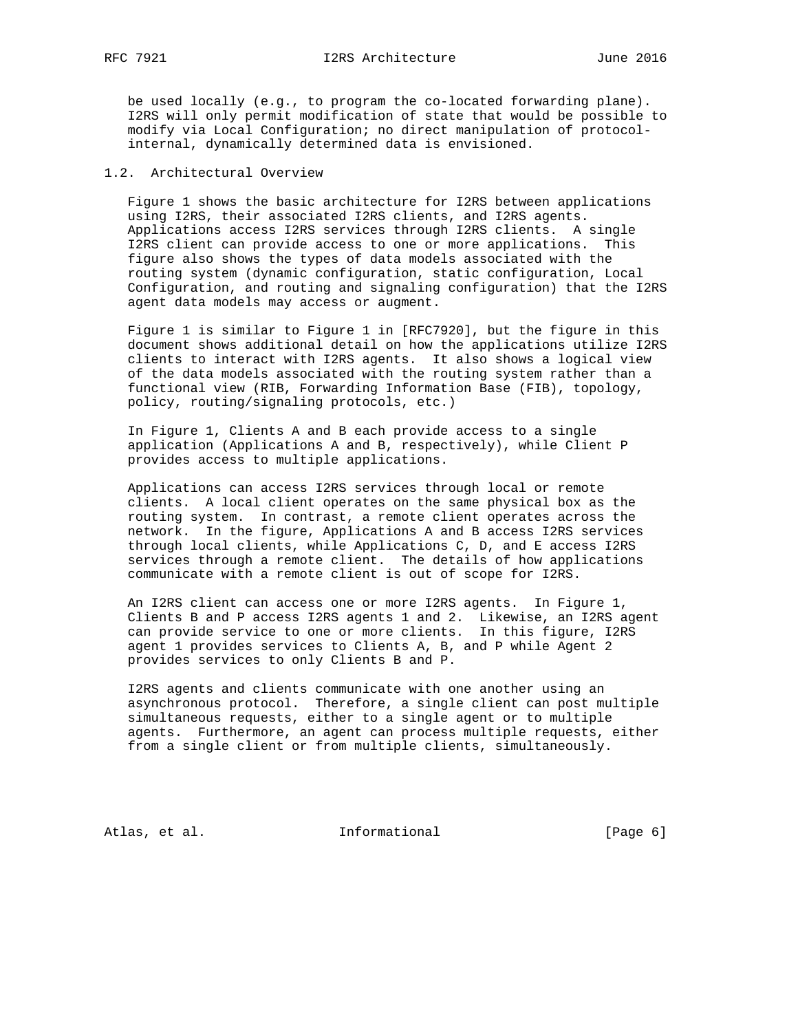be used locally (e.g., to program the co-located forwarding plane). I2RS will only permit modification of state that would be possible to modify via Local Configuration; no direct manipulation of protocol-internal, dynamically determined data is envisioned.

### 1.2. Architectural Overview

Figure 1 shows the basic architecture for I2RS between applications using I2RS, their associated I2RS clients, and I2RS agents. Applications access I2RS services through I2RS clients. A single I2RS client can provide access to one or more applications. This figure also shows the types of data models associated with the routing system (dynamic configuration, static configuration, Local Configuration, and routing and signaling configuration) that the I2RS agent data models may access or augment.

Figure 1 is similar to Figure 1 in [RFC7920], but the figure in this document shows additional detail on how the applications utilize I2RS clients to interact with I2RS agents. It also shows a logical view of the data models associated with the routing system rather than a functional view (RIB, Forwarding Information Base (FIB), topology, policy, routing/signaling protocols, etc.)

In Figure 1, Clients A and B each provide access to a single application (Applications A and B, respectively), while Client P provides access to multiple applications.

Applications can access I2RS services through local or remote clients. A local client operates on the same physical box as the routing system. In contrast, a remote client operates across the network. In the figure, Applications A and B access I2RS services through local clients, while Applications C, D, and E access I2RS services through a remote client. The details of how applications communicate with a remote client is out of scope for I2RS.

An I2RS client can access one or more I2RS agents. In Figure 1, Clients B and P access I2RS agents 1 and 2. Likewise, an I2RS agent can provide service to one or more clients. In this figure, I2RS agent 1 provides services to Clients A, B, and P while Agent 2 provides services to only Clients B and P.

I2RS agents and clients communicate with one another using an asynchronous protocol. Therefore, a single client can post multiple simultaneous requests, either to a single agent or to multiple agents. Furthermore, an agent can process multiple requests, either from a single client or from multiple clients, simultaneously.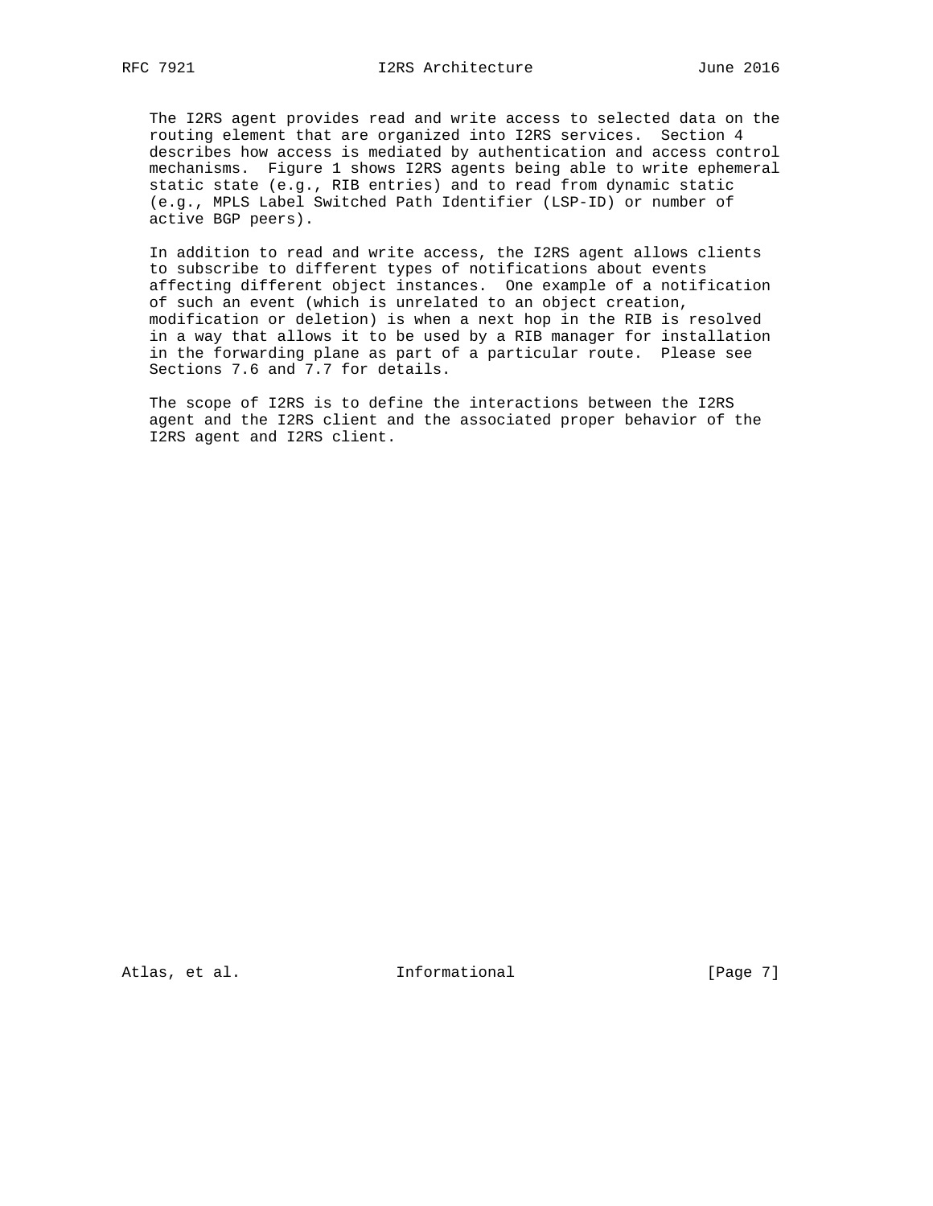The I2RS agent provides read and write access to selected data on the routing element that are organized into I2RS services. Section 4 describes how access is mediated by authentication and access control mechanisms. Figure 1 shows I2RS agents being able to write ephemeral static state (e.g., RIB entries) and to read from dynamic static (e.g., MPLS Label Switched Path Identifier (LSP-ID) or number of active BGP peers).

In addition to read and write access, the I2RS agent allows clients to subscribe to different types of notifications about events affecting different object instances. One example of a notification of such an event (which is unrelated to an object creation, modification or deletion) is when a next hop in the RIB is resolved in a way that allows it to be used by a RIB manager for installation in the forwarding plane as part of a particular route. Please see Sections 7.6 and 7.7 for details.

The scope of I2RS is to define the interactions between the I2RS agent and the I2RS client and the associated proper behavior of the I2RS agent and I2RS client.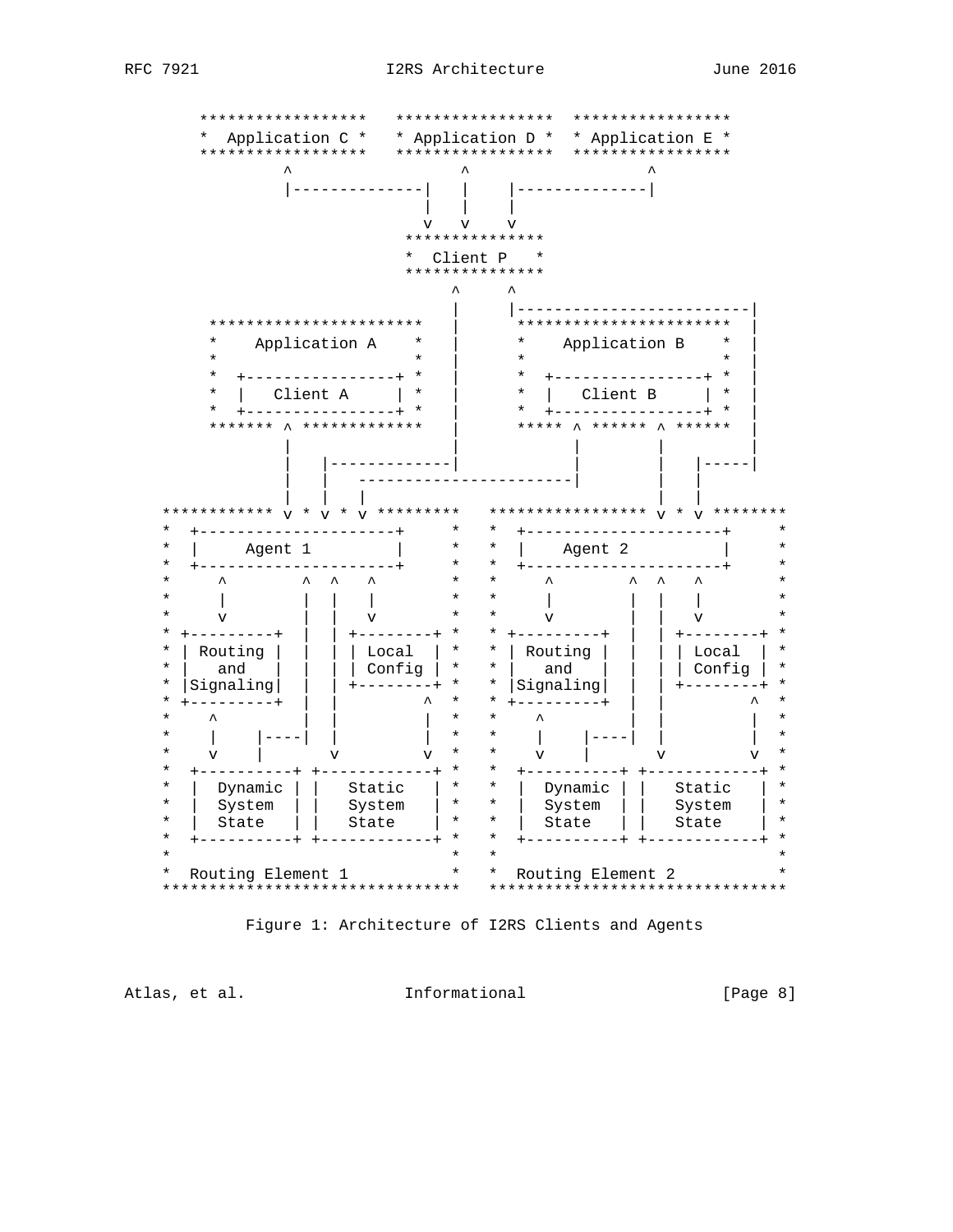```
      ******************   *****************  *****************
      *  Application C *   * Application D *  * Application E *
      ******************   *****************  *****************
               ^                   ^                   ^
               |--------------|    |     |--------------|
                              |    |     |
                              v    v     v
                            ***************
                            *  Client P   *
                            ***************
                                 ^      ^
                                 |      |-------------------------|
       ***********************   |      ***********************   |
       *    Application A    *   |      *    Application B    *   |
       *                     *   |      *                     *   |
       *  +----------------+ *   |      *  +----------------+ *   |
       *  |   Client A     | *   |      *  |   Client B     | *   |
       *  +----------------+ *   |      *  +----------------+ *   |
       ******* ^ *************   |      ***** ^ ****** ^ ******   |
               |                 |            |        |          |
               |   |-------------|            |        |   |-----|
               |   |   -----------------------|        |   |
               |   |   |                               |   |
   ************ v * v * v *********   ***************** v * v ********
   *  +---------------------+     *   *  +---------------------+     *
   *  |     Agent 1         |     *   *  |     Agent 2         |     *
   *  +---------------------+     *   *  +---------------------+     *
   *     ^        ^  ^   ^        *   *     ^        ^  ^   ^        *
   *     |        |  |   |        *   *     |        |  |   |        *
   *     v        |  |   v        *   *     v        |  |   v        *
   * +---------+  |  | +--------+ *   * +---------+  |  | +--------+ *
   * | Routing |  |  | | Local  | *   * | Routing |  |  | | Local  | *
   * |   and   |  |  | | Config | *   * |   and   |  |  | | Config | *
   * |Signaling|  |  | +--------+ *   * |Signaling|  |  | +--------+ *
   * +---------+  |  |          ^  *   * +---------+  |  |          ^  *
   *    ^         |  |          |  *   *    ^         |  |          |  *
   *    |    |----|  |          |  *   *    |    |----|  |          |  *
   *    v    |       v          v  *   *    v    |       v          v  *
   *  +----------+ +------------+ *   *  +----------+ +------------+ *
   *  |  Dynamic | |   Static   | *   *  |  Dynamic | |   Static   | *
   *  |  System  | |   System   | *   *  |  System  | |   System   | *
   *  |  State   | |   State    | *   *  |  State   | |   State    | *
   *  +----------+ +------------+ *   *  +----------+ +------------+ *
   *                              *   *                              *
   *  Routing Element 1           *   *  Routing Element 2           *
   ********************************   ********************************
```

Figure 1: Architecture of I2RS Clients and Agents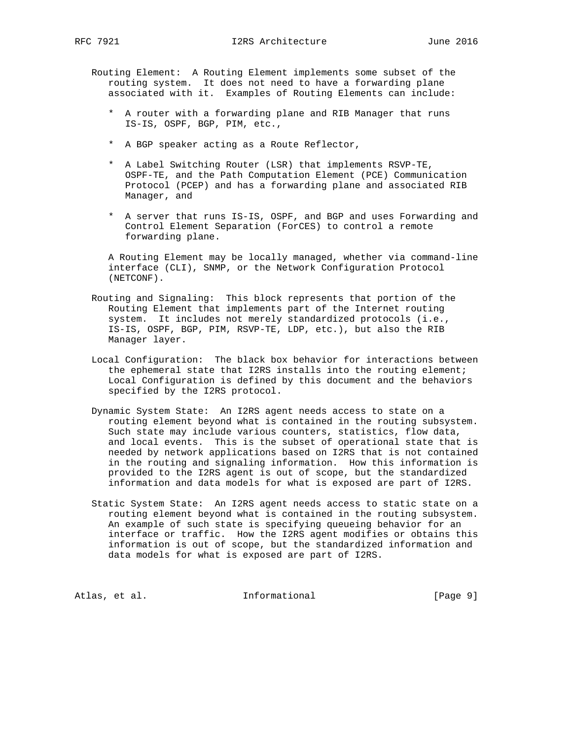Routing Element: A Routing Element implements some subset of the routing system. It does not need to have a forwarding plane associated with it. Examples of Routing Elements can include:

* A router with a forwarding plane and RIB Manager that runs IS-IS, OSPF, BGP, PIM, etc.,

* A BGP speaker acting as a Route Reflector,

* A Label Switching Router (LSR) that implements RSVP-TE, OSPF-TE, and the Path Computation Element (PCE) Communication Protocol (PCEP) and has a forwarding plane and associated RIB Manager, and

* A server that runs IS-IS, OSPF, and BGP and uses Forwarding and Control Element Separation (ForCES) to control a remote forwarding plane.

A Routing Element may be locally managed, whether via command-line interface (CLI), SNMP, or the Network Configuration Protocol (NETCONF).

Routing and Signaling: This block represents that portion of the Routing Element that implements part of the Internet routing system. It includes not merely standardized protocols (i.e., IS-IS, OSPF, BGP, PIM, RSVP-TE, LDP, etc.), but also the RIB Manager layer.

Local Configuration: The black box behavior for interactions between the ephemeral state that I2RS installs into the routing element; Local Configuration is defined by this document and the behaviors specified by the I2RS protocol.

Dynamic System State: An I2RS agent needs access to state on a routing element beyond what is contained in the routing subsystem. Such state may include various counters, statistics, flow data, and local events. This is the subset of operational state that is needed by network applications based on I2RS that is not contained in the routing and signaling information. How this information is provided to the I2RS agent is out of scope, but the standardized information and data models for what is exposed are part of I2RS.

Static System State: An I2RS agent needs access to static state on a routing element beyond what is contained in the routing subsystem. An example of such state is specifying queueing behavior for an interface or traffic. How the I2RS agent modifies or obtains this information is out of scope, but the standardized information and data models for what is exposed are part of I2RS.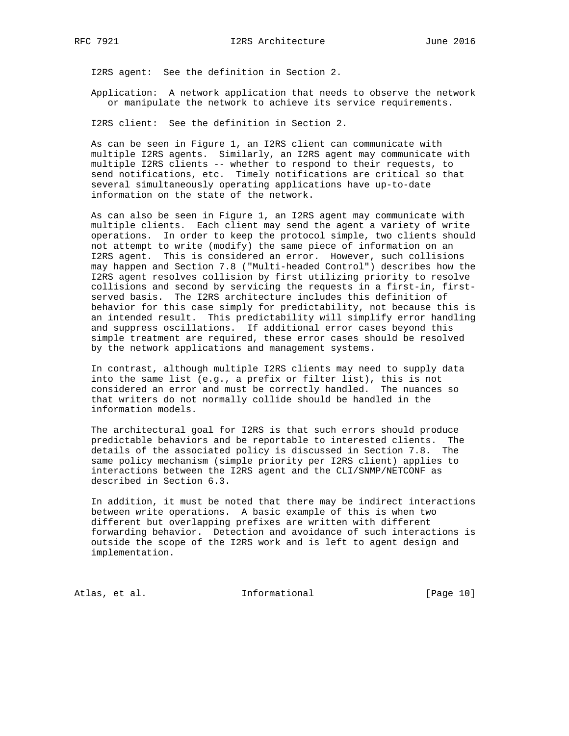I2RS agent: See the definition in Section 2.

Application: A network application that needs to observe the network or manipulate the network to achieve its service requirements.

I2RS client: See the definition in Section 2.

As can be seen in Figure 1, an I2RS client can communicate with multiple I2RS agents. Similarly, an I2RS agent may communicate with multiple I2RS clients -- whether to respond to their requests, to send notifications, etc. Timely notifications are critical so that several simultaneously operating applications have up-to-date information on the state of the network.

As can also be seen in Figure 1, an I2RS agent may communicate with multiple clients. Each client may send the agent a variety of write operations. In order to keep the protocol simple, two clients should not attempt to write (modify) the same piece of information on an I2RS agent. This is considered an error. However, such collisions may happen and Section 7.8 ("Multi-headed Control") describes how the I2RS agent resolves collision by first utilizing priority to resolve collisions and second by servicing the requests in a first-in, first-served basis. The I2RS architecture includes this definition of behavior for this case simply for predictability, not because this is an intended result. This predictability will simplify error handling and suppress oscillations. If additional error cases beyond this simple treatment are required, these error cases should be resolved by the network applications and management systems.

In contrast, although multiple I2RS clients may need to supply data into the same list (e.g., a prefix or filter list), this is not considered an error and must be correctly handled. The nuances so that writers do not normally collide should be handled in the information models.

The architectural goal for I2RS is that such errors should produce predictable behaviors and be reportable to interested clients. The details of the associated policy is discussed in Section 7.8. The same policy mechanism (simple priority per I2RS client) applies to interactions between the I2RS agent and the CLI/SNMP/NETCONF as described in Section 6.3.

In addition, it must be noted that there may be indirect interactions between write operations. A basic example of this is when two different but overlapping prefixes are written with different forwarding behavior. Detection and avoidance of such interactions is outside the scope of the I2RS work and is left to agent design and implementation.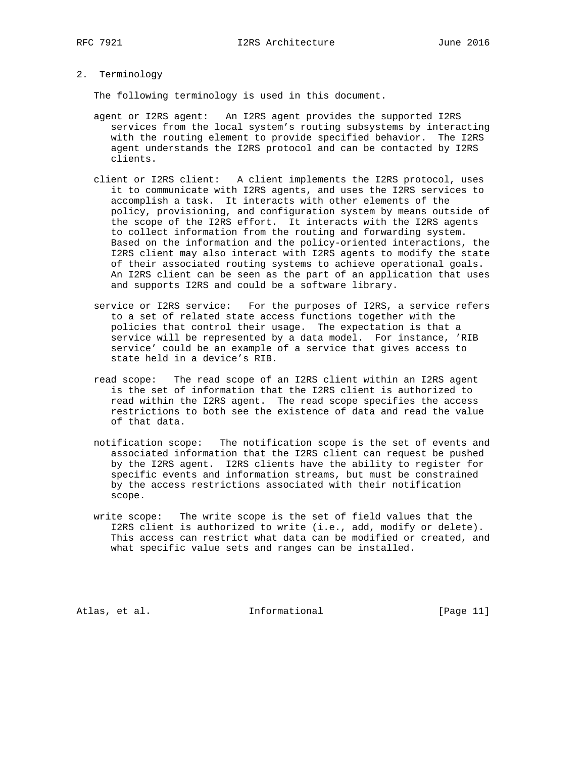## 2. Terminology

The following terminology is used in this document.

agent or I2RS agent: An I2RS agent provides the supported I2RS services from the local system's routing subsystems by interacting with the routing element to provide specified behavior. The I2RS agent understands the I2RS protocol and can be contacted by I2RS clients.

client or I2RS client: A client implements the I2RS protocol, uses it to communicate with I2RS agents, and uses the I2RS services to accomplish a task. It interacts with other elements of the policy, provisioning, and configuration system by means outside of the scope of the I2RS effort. It interacts with the I2RS agents to collect information from the routing and forwarding system. Based on the information and the policy-oriented interactions, the I2RS client may also interact with I2RS agents to modify the state of their associated routing systems to achieve operational goals. An I2RS client can be seen as the part of an application that uses and supports I2RS and could be a software library.

service or I2RS service: For the purposes of I2RS, a service refers to a set of related state access functions together with the policies that control their usage. The expectation is that a service will be represented by a data model. For instance, 'RIB service' could be an example of a service that gives access to state held in a device's RIB.

read scope: The read scope of an I2RS client within an I2RS agent is the set of information that the I2RS client is authorized to read within the I2RS agent. The read scope specifies the access restrictions to both see the existence of data and read the value of that data.

notification scope: The notification scope is the set of events and associated information that the I2RS client can request be pushed by the I2RS agent. I2RS clients have the ability to register for specific events and information streams, but must be constrained by the access restrictions associated with their notification scope.

write scope: The write scope is the set of field values that the I2RS client is authorized to write (i.e., add, modify or delete). This access can restrict what data can be modified or created, and what specific value sets and ranges can be installed.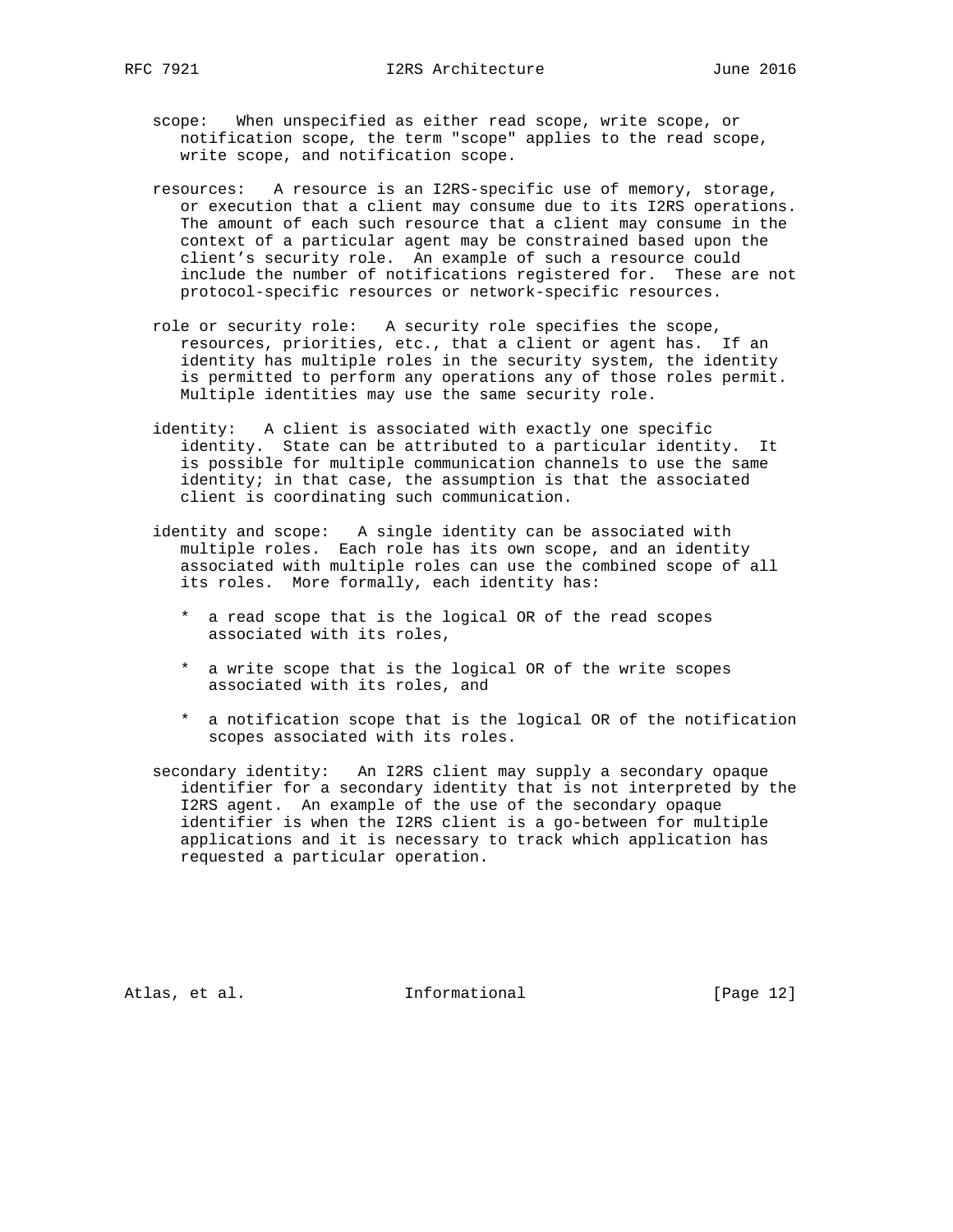scope: When unspecified as either read scope, write scope, or notification scope, the term "scope" applies to the read scope, write scope, and notification scope.

resources: A resource is an I2RS-specific use of memory, storage, or execution that a client may consume due to its I2RS operations. The amount of each such resource that a client may consume in the context of a particular agent may be constrained based upon the client's security role. An example of such a resource could include the number of notifications registered for. These are not protocol-specific resources or network-specific resources.

role or security role: A security role specifies the scope, resources, priorities, etc., that a client or agent has. If an identity has multiple roles in the security system, the identity is permitted to perform any operations any of those roles permit. Multiple identities may use the same security role.

identity: A client is associated with exactly one specific identity. State can be attributed to a particular identity. It is possible for multiple communication channels to use the same identity; in that case, the assumption is that the associated client is coordinating such communication.

identity and scope: A single identity can be associated with multiple roles. Each role has its own scope, and an identity associated with multiple roles can use the combined scope of all its roles. More formally, each identity has:

- a read scope that is the logical OR of the read scopes associated with its roles,
- a write scope that is the logical OR of the write scopes associated with its roles, and
- a notification scope that is the logical OR of the notification scopes associated with its roles.

secondary identity: An I2RS client may supply a secondary opaque identifier for a secondary identity that is not interpreted by the I2RS agent. An example of the use of the secondary opaque identifier is when the I2RS client is a go-between for multiple applications and it is necessary to track which application has requested a particular operation.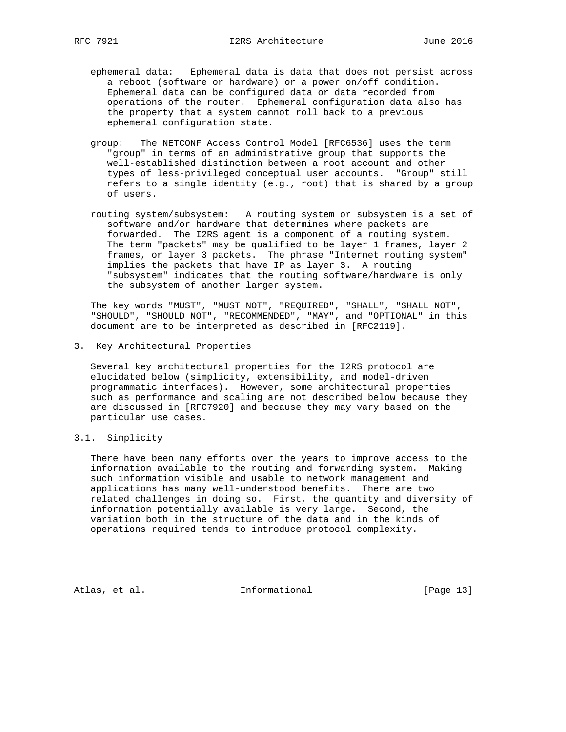ephemeral data: Ephemeral data is data that does not persist across a reboot (software or hardware) or a power on/off condition. Ephemeral data can be configured data or data recorded from operations of the router. Ephemeral configuration data also has the property that a system cannot roll back to a previous ephemeral configuration state.

group: The NETCONF Access Control Model [RFC6536] uses the term "group" in terms of an administrative group that supports the well-established distinction between a root account and other types of less-privileged conceptual user accounts. "Group" still refers to a single identity (e.g., root) that is shared by a group of users.

routing system/subsystem: A routing system or subsystem is a set of software and/or hardware that determines where packets are forwarded. The I2RS agent is a component of a routing system. The term "packets" may be qualified to be layer 1 frames, layer 2 frames, or layer 3 packets. The phrase "Internet routing system" implies the packets that have IP as layer 3. A routing "subsystem" indicates that the routing software/hardware is only the subsystem of another larger system.

The key words "MUST", "MUST NOT", "REQUIRED", "SHALL", "SHALL NOT", "SHOULD", "SHOULD NOT", "RECOMMENDED", "MAY", and "OPTIONAL" in this document are to be interpreted as described in [RFC2119].

## 3. Key Architectural Properties

Several key architectural properties for the I2RS protocol are elucidated below (simplicity, extensibility, and model-driven programmatic interfaces). However, some architectural properties such as performance and scaling are not described below because they are discussed in [RFC7920] and because they may vary based on the particular use cases.

### 3.1. Simplicity

There have been many efforts over the years to improve access to the information available to the routing and forwarding system. Making such information visible and usable to network management and applications has many well-understood benefits. There are two related challenges in doing so. First, the quantity and diversity of information potentially available is very large. Second, the variation both in the structure of the data and in the kinds of operations required tends to introduce protocol complexity.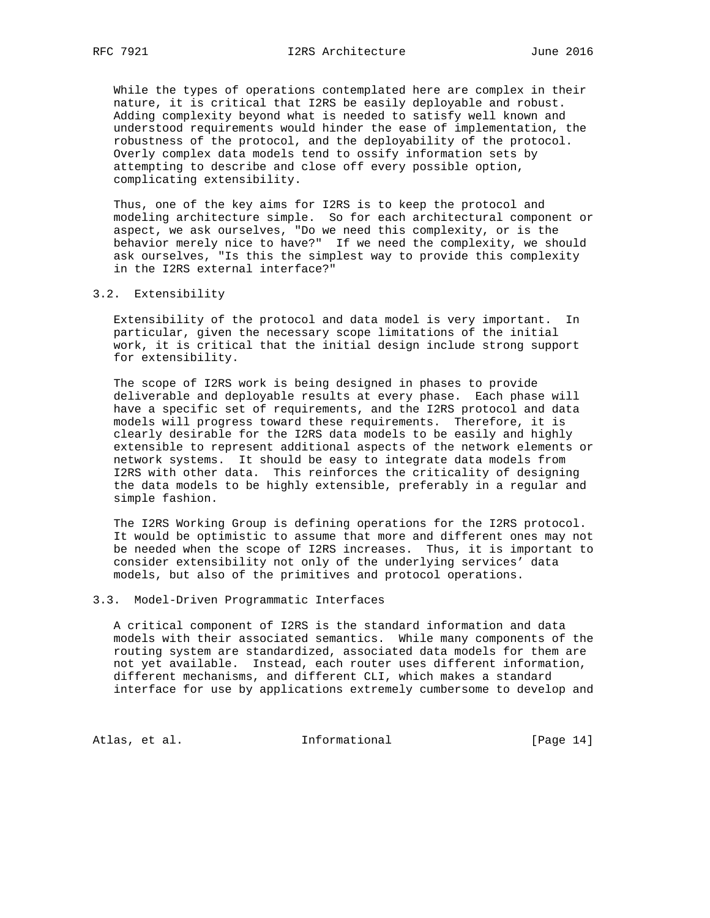While the types of operations contemplated here are complex in their nature, it is critical that I2RS be easily deployable and robust. Adding complexity beyond what is needed to satisfy well known and understood requirements would hinder the ease of implementation, the robustness of the protocol, and the deployability of the protocol. Overly complex data models tend to ossify information sets by attempting to describe and close off every possible option, complicating extensibility.

Thus, one of the key aims for I2RS is to keep the protocol and modeling architecture simple. So for each architectural component or aspect, we ask ourselves, "Do we need this complexity, or is the behavior merely nice to have?" If we need the complexity, we should ask ourselves, "Is this the simplest way to provide this complexity in the I2RS external interface?"

### 3.2. Extensibility

Extensibility of the protocol and data model is very important. In particular, given the necessary scope limitations of the initial work, it is critical that the initial design include strong support for extensibility.

The scope of I2RS work is being designed in phases to provide deliverable and deployable results at every phase. Each phase will have a specific set of requirements, and the I2RS protocol and data models will progress toward these requirements. Therefore, it is clearly desirable for the I2RS data models to be easily and highly extensible to represent additional aspects of the network elements or network systems. It should be easy to integrate data models from I2RS with other data. This reinforces the criticality of designing the data models to be highly extensible, preferably in a regular and simple fashion.

The I2RS Working Group is defining operations for the I2RS protocol. It would be optimistic to assume that more and different ones may not be needed when the scope of I2RS increases. Thus, it is important to consider extensibility not only of the underlying services' data models, but also of the primitives and protocol operations.

### 3.3. Model-Driven Programmatic Interfaces

A critical component of I2RS is the standard information and data models with their associated semantics. While many components of the routing system are standardized, associated data models for them are not yet available. Instead, each router uses different information, different mechanisms, and different CLI, which makes a standard interface for use by applications extremely cumbersome to develop and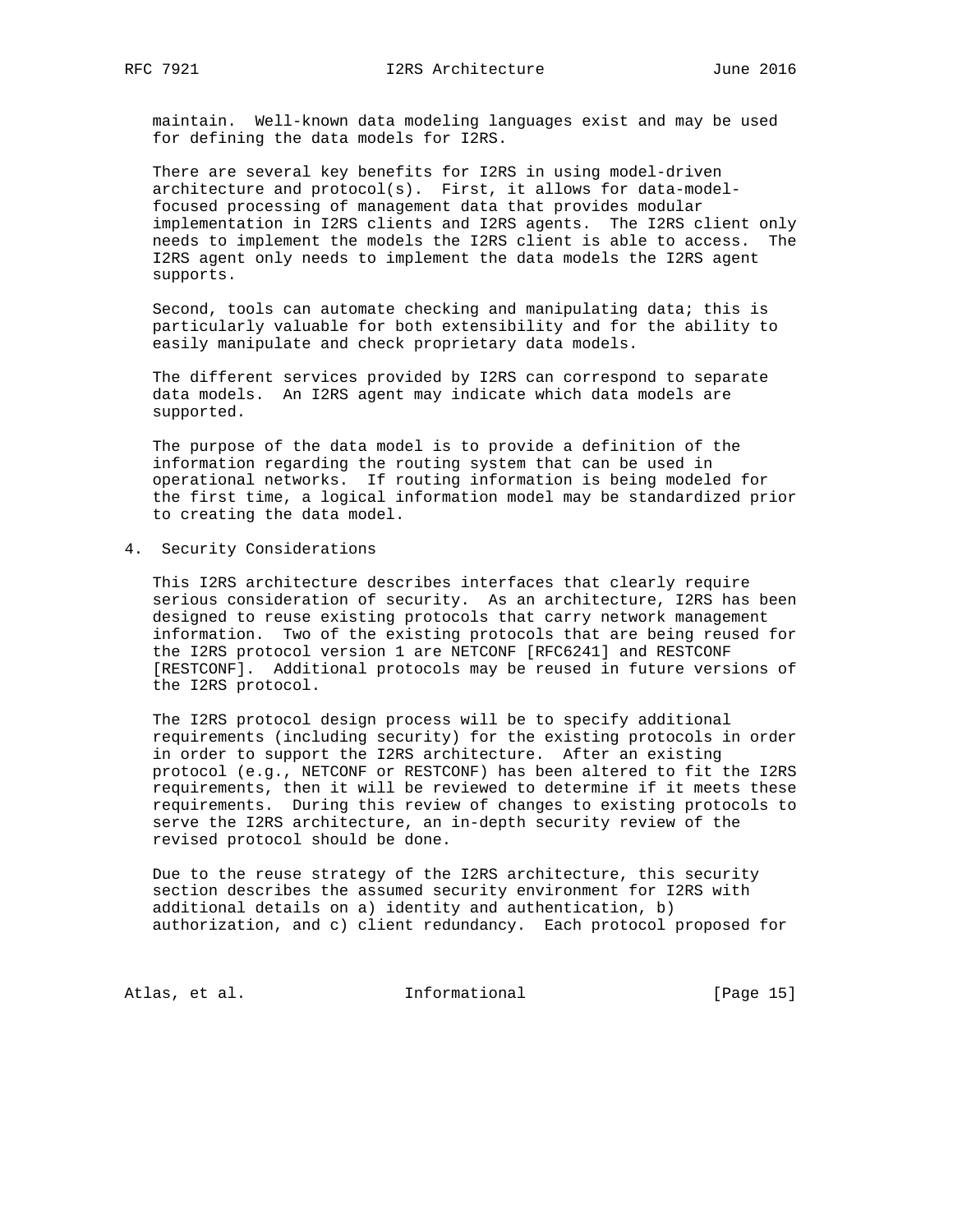maintain. Well-known data modeling languages exist and may be used for defining the data models for I2RS.

There are several key benefits for I2RS in using model-driven architecture and protocol(s). First, it allows for data-model-focused processing of management data that provides modular implementation in I2RS clients and I2RS agents. The I2RS client only needs to implement the models the I2RS client is able to access. The I2RS agent only needs to implement the data models the I2RS agent supports.

Second, tools can automate checking and manipulating data; this is particularly valuable for both extensibility and for the ability to easily manipulate and check proprietary data models.

The different services provided by I2RS can correspond to separate data models. An I2RS agent may indicate which data models are supported.

The purpose of the data model is to provide a definition of the information regarding the routing system that can be used in operational networks. If routing information is being modeled for the first time, a logical information model may be standardized prior to creating the data model.

## 4. Security Considerations

This I2RS architecture describes interfaces that clearly require serious consideration of security. As an architecture, I2RS has been designed to reuse existing protocols that carry network management information. Two of the existing protocols that are being reused for the I2RS protocol version 1 are NETCONF [RFC6241] and RESTCONF [RESTCONF]. Additional protocols may be reused in future versions of the I2RS protocol.

The I2RS protocol design process will be to specify additional requirements (including security) for the existing protocols in order in order to support the I2RS architecture. After an existing protocol (e.g., NETCONF or RESTCONF) has been altered to fit the I2RS requirements, then it will be reviewed to determine if it meets these requirements. During this review of changes to existing protocols to serve the I2RS architecture, an in-depth security review of the revised protocol should be done.

Due to the reuse strategy of the I2RS architecture, this security section describes the assumed security environment for I2RS with additional details on a) identity and authentication, b) authorization, and c) client redundancy. Each protocol proposed for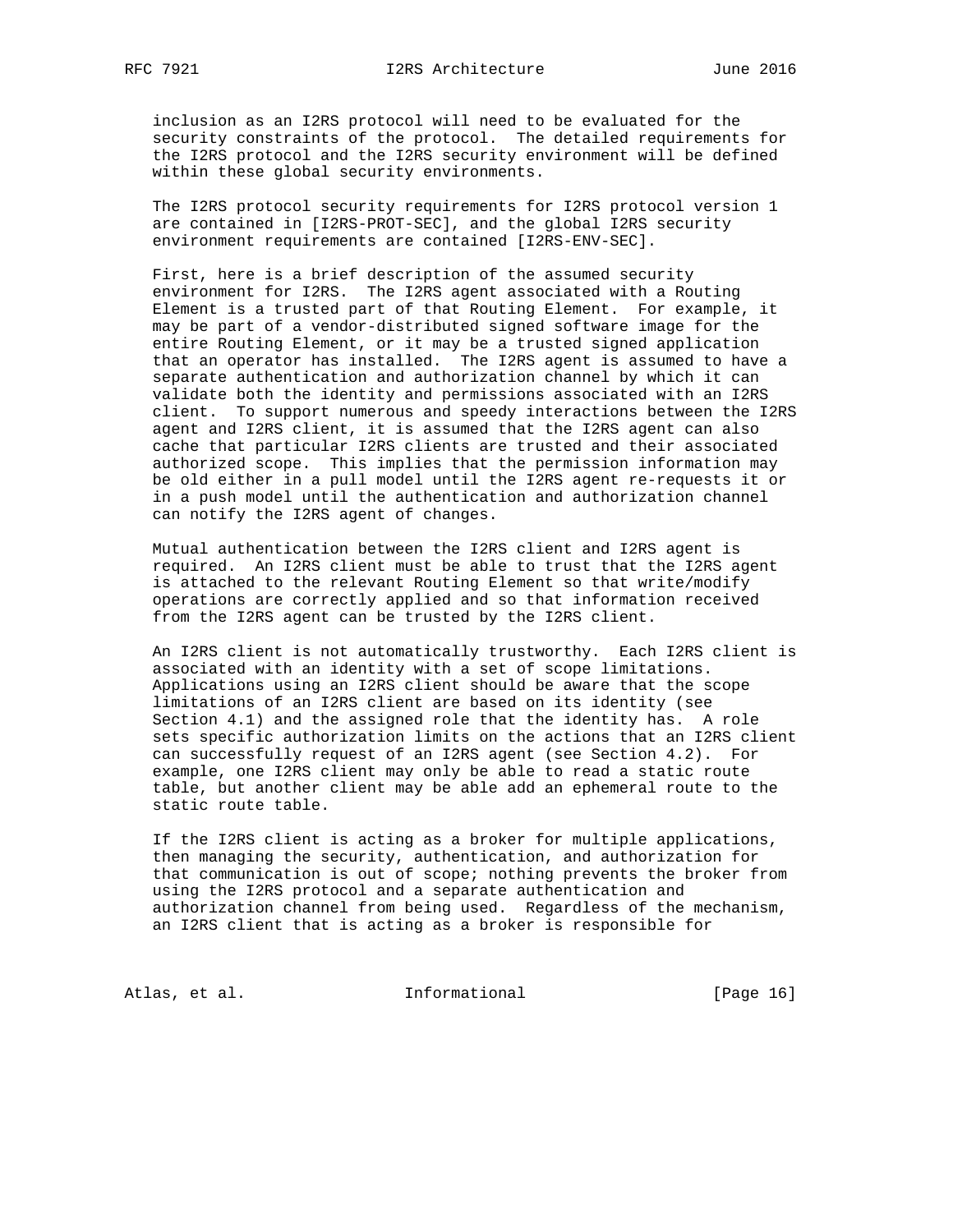inclusion as an I2RS protocol will need to be evaluated for the security constraints of the protocol. The detailed requirements for the I2RS protocol and the I2RS security environment will be defined within these global security environments.

The I2RS protocol security requirements for I2RS protocol version 1 are contained in [I2RS-PROT-SEC], and the global I2RS security environment requirements are contained [I2RS-ENV-SEC].

First, here is a brief description of the assumed security environment for I2RS. The I2RS agent associated with a Routing Element is a trusted part of that Routing Element. For example, it may be part of a vendor-distributed signed software image for the entire Routing Element, or it may be a trusted signed application that an operator has installed. The I2RS agent is assumed to have a separate authentication and authorization channel by which it can validate both the identity and permissions associated with an I2RS client. To support numerous and speedy interactions between the I2RS agent and I2RS client, it is assumed that the I2RS agent can also cache that particular I2RS clients are trusted and their associated authorized scope. This implies that the permission information may be old either in a pull model until the I2RS agent re-requests it or in a push model until the authentication and authorization channel can notify the I2RS agent of changes.

Mutual authentication between the I2RS client and I2RS agent is required. An I2RS client must be able to trust that the I2RS agent is attached to the relevant Routing Element so that write/modify operations are correctly applied and so that information received from the I2RS agent can be trusted by the I2RS client.

An I2RS client is not automatically trustworthy. Each I2RS client is associated with an identity with a set of scope limitations. Applications using an I2RS client should be aware that the scope limitations of an I2RS client are based on its identity (see Section 4.1) and the assigned role that the identity has. A role sets specific authorization limits on the actions that an I2RS client can successfully request of an I2RS agent (see Section 4.2). For example, one I2RS client may only be able to read a static route table, but another client may be able add an ephemeral route to the static route table.

If the I2RS client is acting as a broker for multiple applications, then managing the security, authentication, and authorization for that communication is out of scope; nothing prevents the broker from using the I2RS protocol and a separate authentication and authorization channel from being used. Regardless of the mechanism, an I2RS client that is acting as a broker is responsible for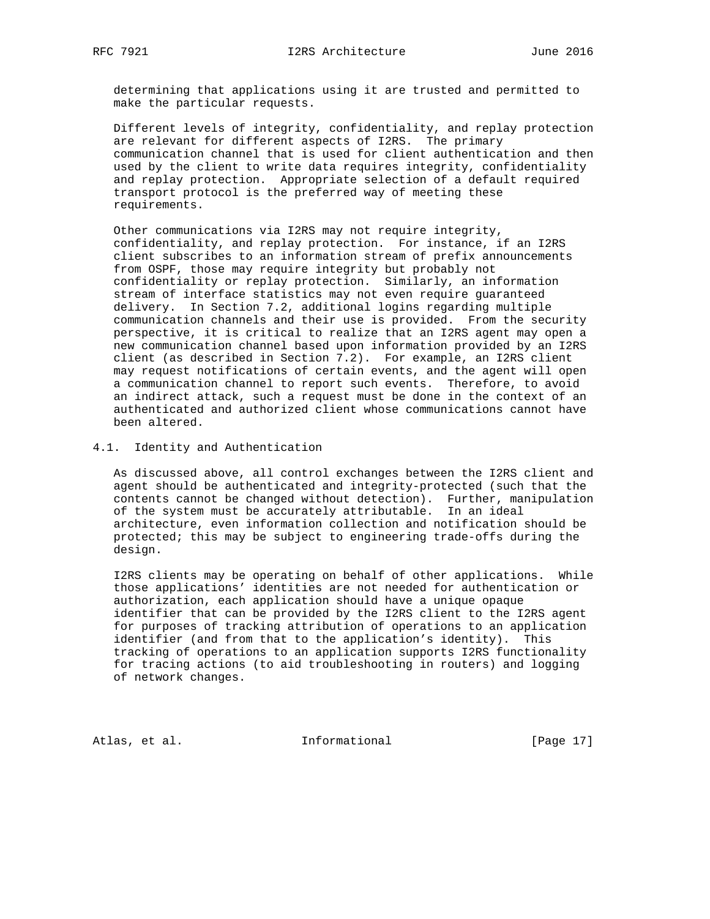determining that applications using it are trusted and permitted to make the particular requests.

Different levels of integrity, confidentiality, and replay protection are relevant for different aspects of I2RS. The primary communication channel that is used for client authentication and then used by the client to write data requires integrity, confidentiality and replay protection. Appropriate selection of a default required transport protocol is the preferred way of meeting these requirements.

Other communications via I2RS may not require integrity, confidentiality, and replay protection. For instance, if an I2RS client subscribes to an information stream of prefix announcements from OSPF, those may require integrity but probably not confidentiality or replay protection. Similarly, an information stream of interface statistics may not even require guaranteed delivery. In Section 7.2, additional logins regarding multiple communication channels and their use is provided. From the security perspective, it is critical to realize that an I2RS agent may open a new communication channel based upon information provided by an I2RS client (as described in Section 7.2). For example, an I2RS client may request notifications of certain events, and the agent will open a communication channel to report such events. Therefore, to avoid an indirect attack, such a request must be done in the context of an authenticated and authorized client whose communications cannot have been altered.

## 4.1. Identity and Authentication

As discussed above, all control exchanges between the I2RS client and agent should be authenticated and integrity-protected (such that the contents cannot be changed without detection). Further, manipulation of the system must be accurately attributable. In an ideal architecture, even information collection and notification should be protected; this may be subject to engineering trade-offs during the design.

I2RS clients may be operating on behalf of other applications. While those applications' identities are not needed for authentication or authorization, each application should have a unique opaque identifier that can be provided by the I2RS client to the I2RS agent for purposes of tracking attribution of operations to an application identifier (and from that to the application's identity). This tracking of operations to an application supports I2RS functionality for tracing actions (to aid troubleshooting in routers) and logging of network changes.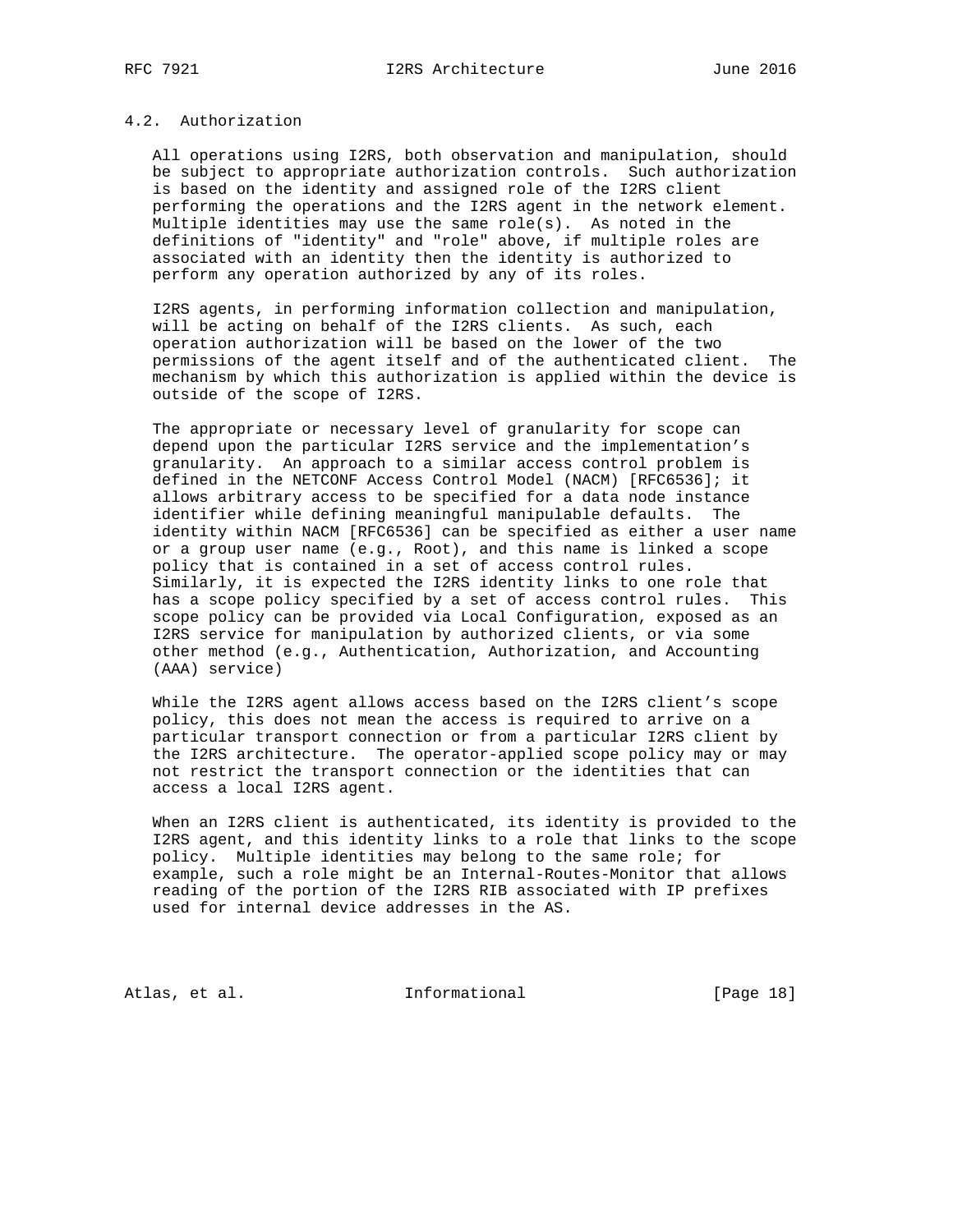### 4.2. Authorization

All operations using I2RS, both observation and manipulation, should be subject to appropriate authorization controls. Such authorization is based on the identity and assigned role of the I2RS client performing the operations and the I2RS agent in the network element. Multiple identities may use the same role(s). As noted in the definitions of "identity" and "role" above, if multiple roles are associated with an identity then the identity is authorized to perform any operation authorized by any of its roles.

I2RS agents, in performing information collection and manipulation, will be acting on behalf of the I2RS clients. As such, each operation authorization will be based on the lower of the two permissions of the agent itself and of the authenticated client. The mechanism by which this authorization is applied within the device is outside of the scope of I2RS.

The appropriate or necessary level of granularity for scope can depend upon the particular I2RS service and the implementation's granularity. An approach to a similar access control problem is defined in the NETCONF Access Control Model (NACM) [RFC6536]; it allows arbitrary access to be specified for a data node instance identifier while defining meaningful manipulable defaults. The identity within NACM [RFC6536] can be specified as either a user name or a group user name (e.g., Root), and this name is linked a scope policy that is contained in a set of access control rules. Similarly, it is expected the I2RS identity links to one role that has a scope policy specified by a set of access control rules. This scope policy can be provided via Local Configuration, exposed as an I2RS service for manipulation by authorized clients, or via some other method (e.g., Authentication, Authorization, and Accounting (AAA) service)

While the I2RS agent allows access based on the I2RS client's scope policy, this does not mean the access is required to arrive on a particular transport connection or from a particular I2RS client by the I2RS architecture. The operator-applied scope policy may or may not restrict the transport connection or the identities that can access a local I2RS agent.

When an I2RS client is authenticated, its identity is provided to the I2RS agent, and this identity links to a role that links to the scope policy. Multiple identities may belong to the same role; for example, such a role might be an Internal-Routes-Monitor that allows reading of the portion of the I2RS RIB associated with IP prefixes used for internal device addresses in the AS.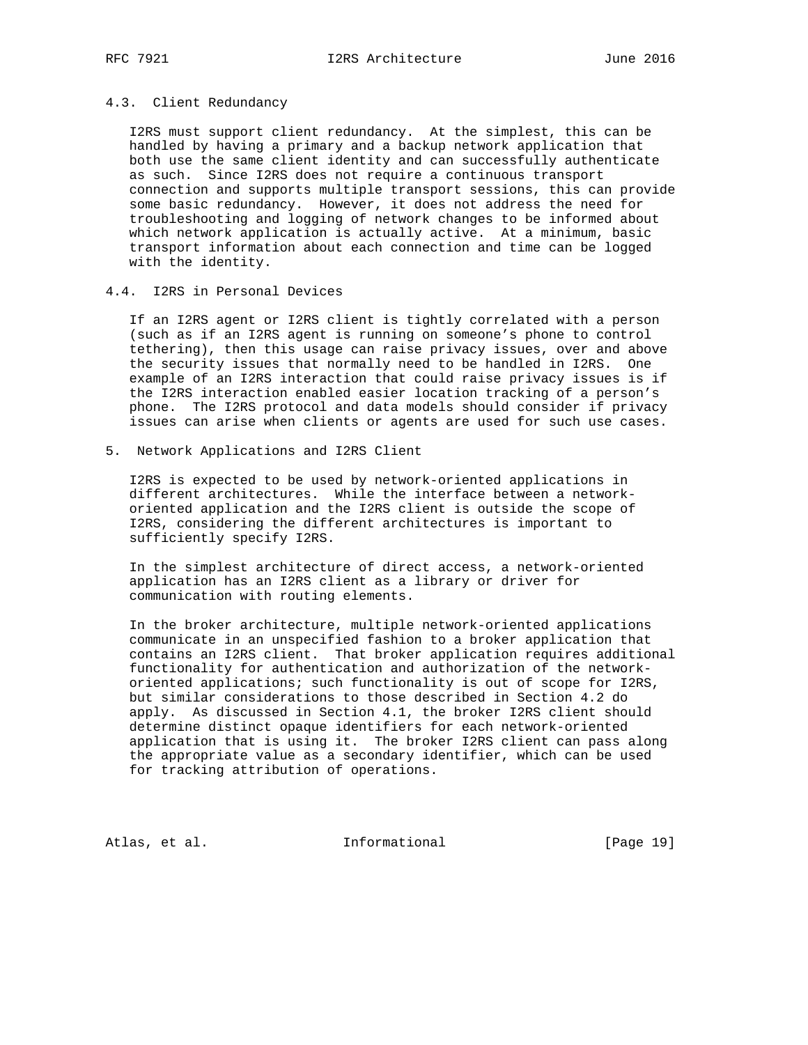### 4.3. Client Redundancy

I2RS must support client redundancy. At the simplest, this can be handled by having a primary and a backup network application that both use the same client identity and can successfully authenticate as such. Since I2RS does not require a continuous transport connection and supports multiple transport sessions, this can provide some basic redundancy. However, it does not address the need for troubleshooting and logging of network changes to be informed about which network application is actually active. At a minimum, basic transport information about each connection and time can be logged with the identity.

### 4.4. I2RS in Personal Devices

If an I2RS agent or I2RS client is tightly correlated with a person (such as if an I2RS agent is running on someone's phone to control tethering), then this usage can raise privacy issues, over and above the security issues that normally need to be handled in I2RS. One example of an I2RS interaction that could raise privacy issues is if the I2RS interaction enabled easier location tracking of a person's phone. The I2RS protocol and data models should consider if privacy issues can arise when clients or agents are used for such use cases.

## 5. Network Applications and I2RS Client

I2RS is expected to be used by network-oriented applications in different architectures. While the interface between a network-oriented application and the I2RS client is outside the scope of I2RS, considering the different architectures is important to sufficiently specify I2RS.

In the simplest architecture of direct access, a network-oriented application has an I2RS client as a library or driver for communication with routing elements.

In the broker architecture, multiple network-oriented applications communicate in an unspecified fashion to a broker application that contains an I2RS client. That broker application requires additional functionality for authentication and authorization of the network-oriented applications; such functionality is out of scope for I2RS, but similar considerations to those described in Section 4.2 do apply. As discussed in Section 4.1, the broker I2RS client should determine distinct opaque identifiers for each network-oriented application that is using it. The broker I2RS client can pass along the appropriate value as a secondary identifier, which can be used for tracking attribution of operations.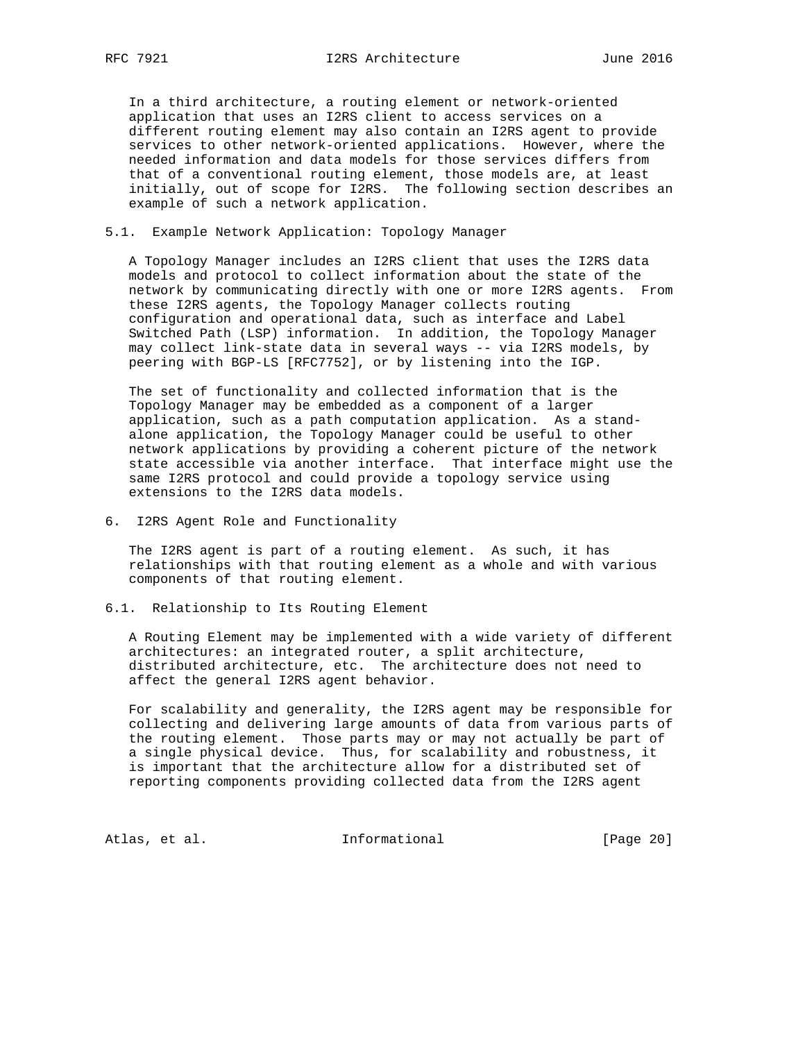In a third architecture, a routing element or network-oriented application that uses an I2RS client to access services on a different routing element may also contain an I2RS agent to provide services to other network-oriented applications. However, where the needed information and data models for those services differs from that of a conventional routing element, those models are, at least initially, out of scope for I2RS. The following section describes an example of such a network application.

### 5.1. Example Network Application: Topology Manager

A Topology Manager includes an I2RS client that uses the I2RS data models and protocol to collect information about the state of the network by communicating directly with one or more I2RS agents. From these I2RS agents, the Topology Manager collects routing configuration and operational data, such as interface and Label Switched Path (LSP) information. In addition, the Topology Manager may collect link-state data in several ways -- via I2RS models, by peering with BGP-LS [RFC7752], or by listening into the IGP.

The set of functionality and collected information that is the Topology Manager may be embedded as a component of a larger application, such as a path computation application. As a stand-alone application, the Topology Manager could be useful to other network applications by providing a coherent picture of the network state accessible via another interface. That interface might use the same I2RS protocol and could provide a topology service using extensions to the I2RS data models.

## 6. I2RS Agent Role and Functionality

The I2RS agent is part of a routing element. As such, it has relationships with that routing element as a whole and with various components of that routing element.

### 6.1. Relationship to Its Routing Element

A Routing Element may be implemented with a wide variety of different architectures: an integrated router, a split architecture, distributed architecture, etc. The architecture does not need to affect the general I2RS agent behavior.

For scalability and generality, the I2RS agent may be responsible for collecting and delivering large amounts of data from various parts of the routing element. Those parts may or may not actually be part of a single physical device. Thus, for scalability and robustness, it is important that the architecture allow for a distributed set of reporting components providing collected data from the I2RS agent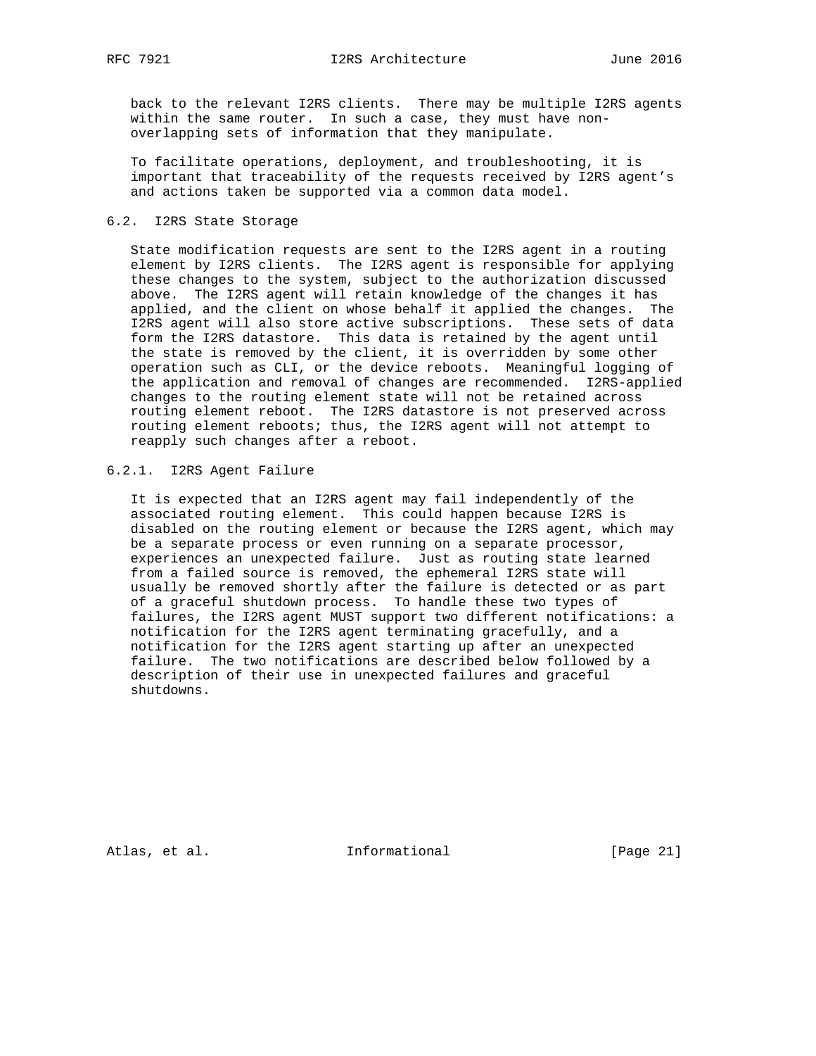back to the relevant I2RS clients. There may be multiple I2RS agents within the same router. In such a case, they must have non-overlapping sets of information that they manipulate.

To facilitate operations, deployment, and troubleshooting, it is important that traceability of the requests received by I2RS agent's and actions taken be supported via a common data model.

### 6.2. I2RS State Storage

State modification requests are sent to the I2RS agent in a routing element by I2RS clients. The I2RS agent is responsible for applying these changes to the system, subject to the authorization discussed above. The I2RS agent will retain knowledge of the changes it has applied, and the client on whose behalf it applied the changes. The I2RS agent will also store active subscriptions. These sets of data form the I2RS datastore. This data is retained by the agent until the state is removed by the client, it is overridden by some other operation such as CLI, or the device reboots. Meaningful logging of the application and removal of changes are recommended. I2RS-applied changes to the routing element state will not be retained across routing element reboot. The I2RS datastore is not preserved across routing element reboots; thus, the I2RS agent will not attempt to reapply such changes after a reboot.

#### 6.2.1. I2RS Agent Failure

It is expected that an I2RS agent may fail independently of the associated routing element. This could happen because I2RS is disabled on the routing element or because the I2RS agent, which may be a separate process or even running on a separate processor, experiences an unexpected failure. Just as routing state learned from a failed source is removed, the ephemeral I2RS state will usually be removed shortly after the failure is detected or as part of a graceful shutdown process. To handle these two types of failures, the I2RS agent MUST support two different notifications: a notification for the I2RS agent terminating gracefully, and a notification for the I2RS agent starting up after an unexpected failure. The two notifications are described below followed by a description of their use in unexpected failures and graceful shutdowns.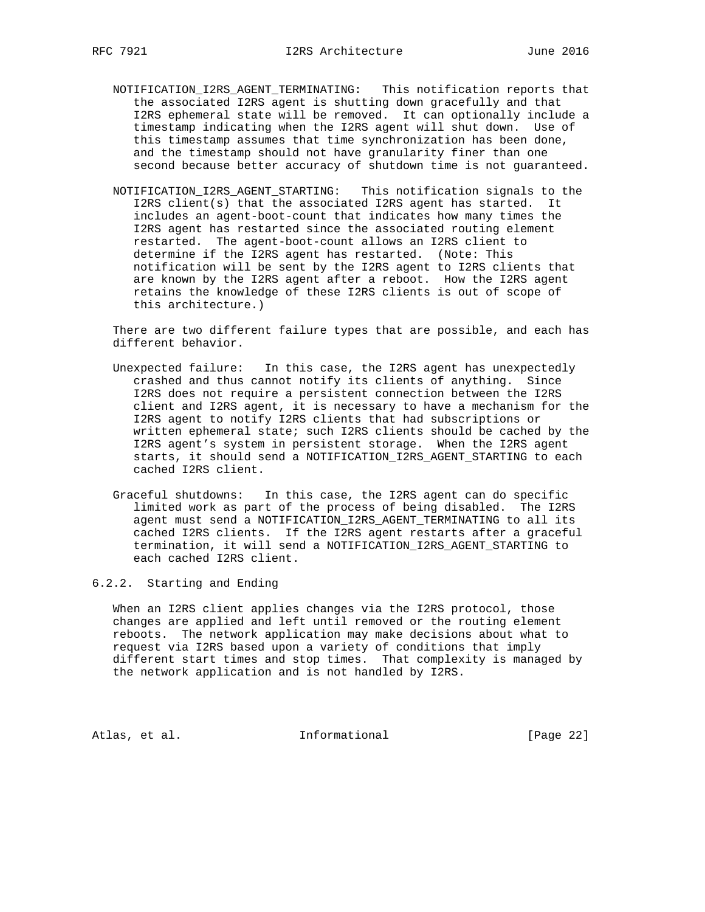NOTIFICATION_I2RS_AGENT_TERMINATING: This notification reports that the associated I2RS agent is shutting down gracefully and that I2RS ephemeral state will be removed. It can optionally include a timestamp indicating when the I2RS agent will shut down. Use of this timestamp assumes that time synchronization has been done, and the timestamp should not have granularity finer than one second because better accuracy of shutdown time is not guaranteed.

NOTIFICATION_I2RS_AGENT_STARTING: This notification signals to the I2RS client(s) that the associated I2RS agent has started. It includes an agent-boot-count that indicates how many times the I2RS agent has restarted since the associated routing element restarted. The agent-boot-count allows an I2RS client to determine if the I2RS agent has restarted. (Note: This notification will be sent by the I2RS agent to I2RS clients that are known by the I2RS agent after a reboot. How the I2RS agent retains the knowledge of these I2RS clients is out of scope of this architecture.)

There are two different failure types that are possible, and each has different behavior.

Unexpected failure: In this case, the I2RS agent has unexpectedly crashed and thus cannot notify its clients of anything. Since I2RS does not require a persistent connection between the I2RS client and I2RS agent, it is necessary to have a mechanism for the I2RS agent to notify I2RS clients that had subscriptions or written ephemeral state; such I2RS clients should be cached by the I2RS agent's system in persistent storage. When the I2RS agent starts, it should send a NOTIFICATION_I2RS_AGENT_STARTING to each cached I2RS client.

Graceful shutdowns: In this case, the I2RS agent can do specific limited work as part of the process of being disabled. The I2RS agent must send a NOTIFICATION_I2RS_AGENT_TERMINATING to all its cached I2RS clients. If the I2RS agent restarts after a graceful termination, it will send a NOTIFICATION_I2RS_AGENT_STARTING to each cached I2RS client.

#### 6.2.2. Starting and Ending

When an I2RS client applies changes via the I2RS protocol, those changes are applied and left until removed or the routing element reboots. The network application may make decisions about what to request via I2RS based upon a variety of conditions that imply different start times and stop times. That complexity is managed by the network application and is not handled by I2RS.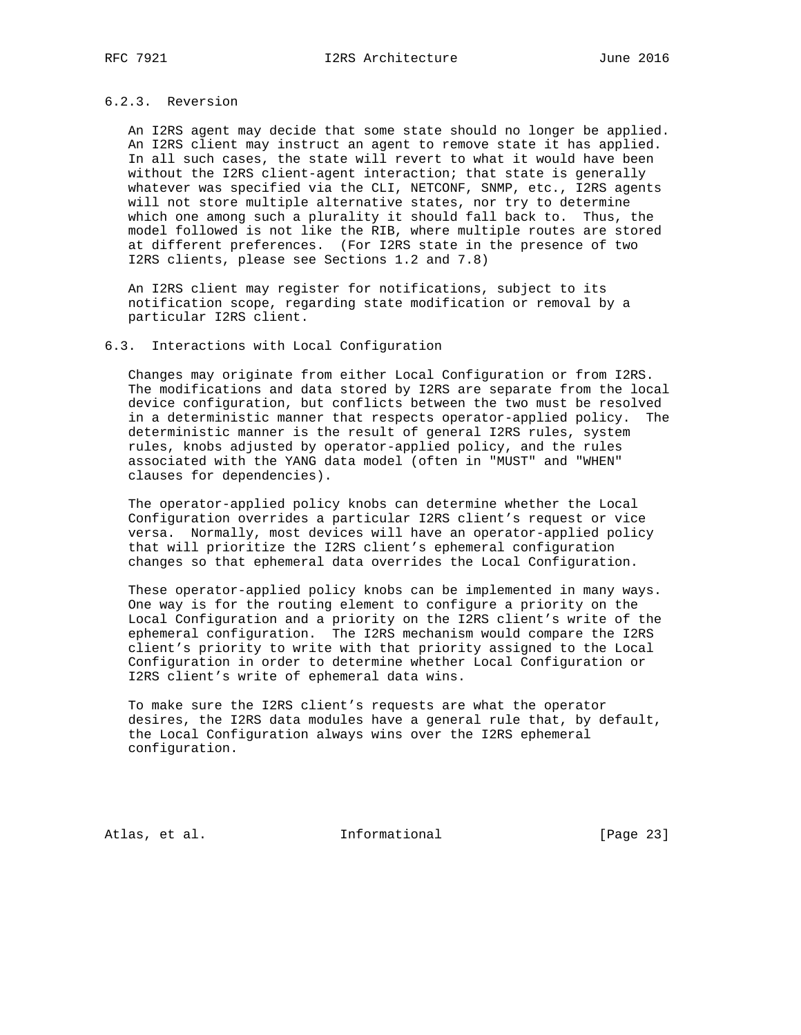### 6.2.3. Reversion

An I2RS agent may decide that some state should no longer be applied. An I2RS client may instruct an agent to remove state it has applied. In all such cases, the state will revert to what it would have been without the I2RS client-agent interaction; that state is generally whatever was specified via the CLI, NETCONF, SNMP, etc., I2RS agents will not store multiple alternative states, nor try to determine which one among such a plurality it should fall back to. Thus, the model followed is not like the RIB, where multiple routes are stored at different preferences. (For I2RS state in the presence of two I2RS clients, please see Sections 1.2 and 7.8)

An I2RS client may register for notifications, subject to its notification scope, regarding state modification or removal by a particular I2RS client.

## 6.3. Interactions with Local Configuration

Changes may originate from either Local Configuration or from I2RS. The modifications and data stored by I2RS are separate from the local device configuration, but conflicts between the two must be resolved in a deterministic manner that respects operator-applied policy. The deterministic manner is the result of general I2RS rules, system rules, knobs adjusted by operator-applied policy, and the rules associated with the YANG data model (often in "MUST" and "WHEN" clauses for dependencies).

The operator-applied policy knobs can determine whether the Local Configuration overrides a particular I2RS client's request or vice versa. Normally, most devices will have an operator-applied policy that will prioritize the I2RS client's ephemeral configuration changes so that ephemeral data overrides the Local Configuration.

These operator-applied policy knobs can be implemented in many ways. One way is for the routing element to configure a priority on the Local Configuration and a priority on the I2RS client's write of the ephemeral configuration. The I2RS mechanism would compare the I2RS client's priority to write with that priority assigned to the Local Configuration in order to determine whether Local Configuration or I2RS client's write of ephemeral data wins.

To make sure the I2RS client's requests are what the operator desires, the I2RS data modules have a general rule that, by default, the Local Configuration always wins over the I2RS ephemeral configuration.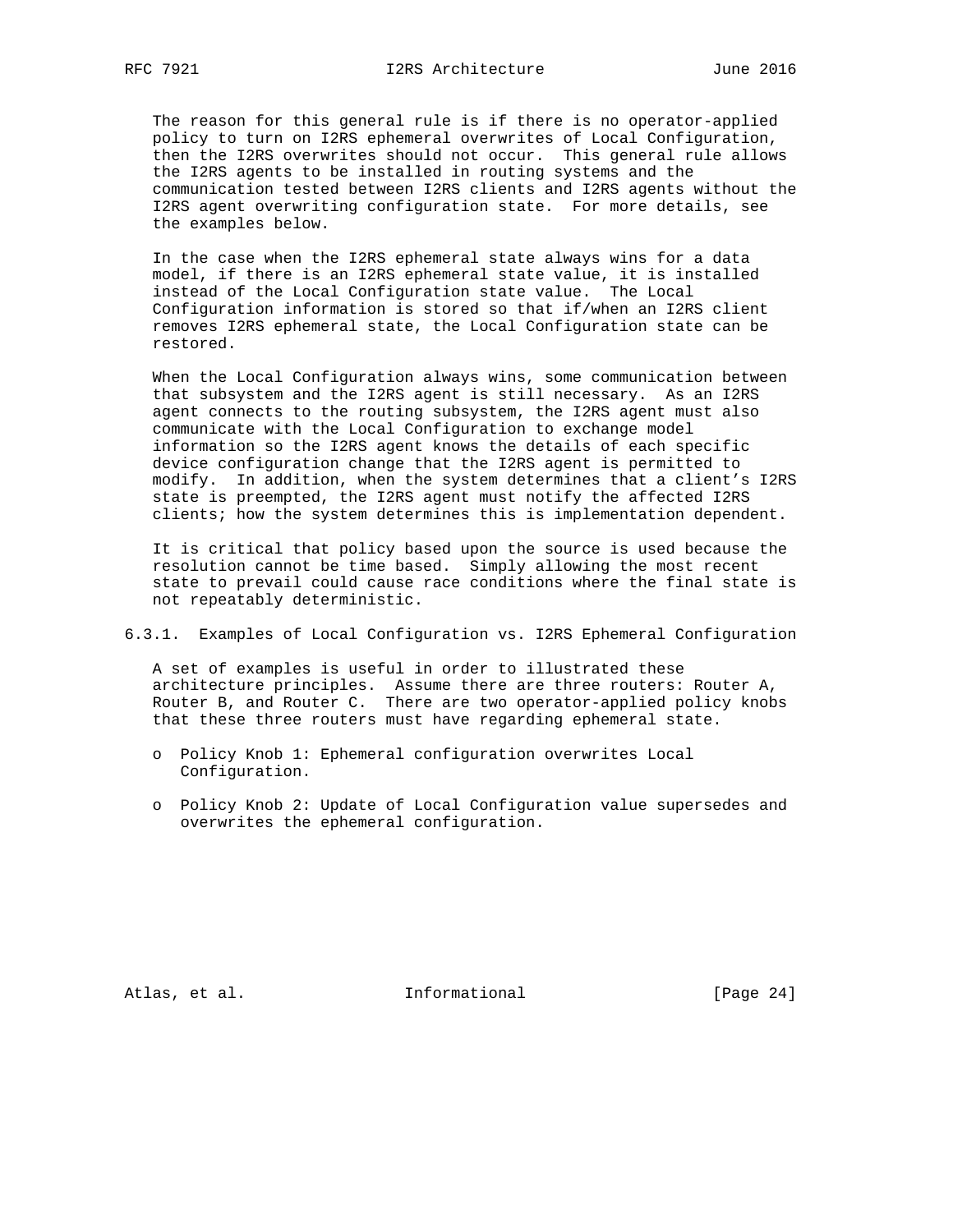The reason for this general rule is if there is no operator-applied policy to turn on I2RS ephemeral overwrites of Local Configuration, then the I2RS overwrites should not occur. This general rule allows the I2RS agents to be installed in routing systems and the communication tested between I2RS clients and I2RS agents without the I2RS agent overwriting configuration state. For more details, see the examples below.

In the case when the I2RS ephemeral state always wins for a data model, if there is an I2RS ephemeral state value, it is installed instead of the Local Configuration state value. The Local Configuration information is stored so that if/when an I2RS client removes I2RS ephemeral state, the Local Configuration state can be restored.

When the Local Configuration always wins, some communication between that subsystem and the I2RS agent is still necessary. As an I2RS agent connects to the routing subsystem, the I2RS agent must also communicate with the Local Configuration to exchange model information so the I2RS agent knows the details of each specific device configuration change that the I2RS agent is permitted to modify. In addition, when the system determines that a client's I2RS state is preempted, the I2RS agent must notify the affected I2RS clients; how the system determines this is implementation dependent.

It is critical that policy based upon the source is used because the resolution cannot be time based. Simply allowing the most recent state to prevail could cause race conditions where the final state is not repeatably deterministic.

### 6.3.1. Examples of Local Configuration vs. I2RS Ephemeral Configuration

A set of examples is useful in order to illustrated these architecture principles. Assume there are three routers: Router A, Router B, and Router C. There are two operator-applied policy knobs that these three routers must have regarding ephemeral state.

- Policy Knob 1: Ephemeral configuration overwrites Local Configuration.
- Policy Knob 2: Update of Local Configuration value supersedes and overwrites the ephemeral configuration.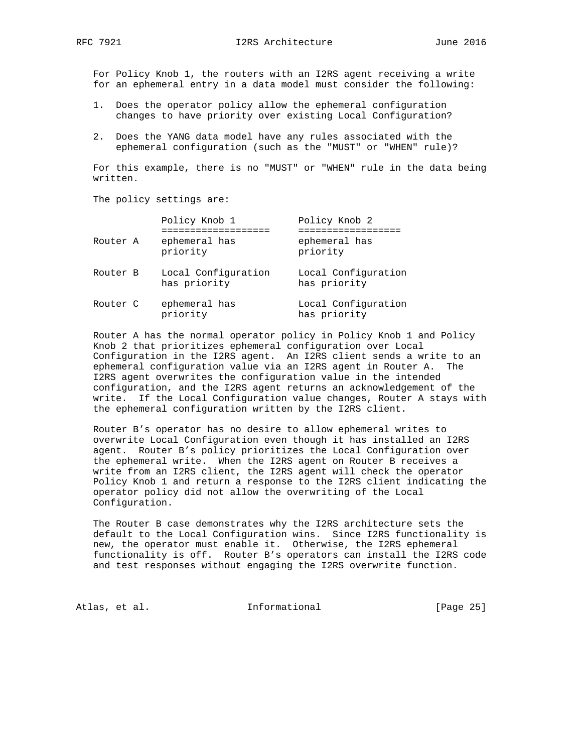For Policy Knob 1, the routers with an I2RS agent receiving a write for an ephemeral entry in a data model must consider the following:

1. Does the operator policy allow the ephemeral configuration changes to have priority over existing Local Configuration?

2. Does the YANG data model have any rules associated with the ephemeral configuration (such as the "MUST" or "WHEN" rule)?

For this example, there is no "MUST" or "WHEN" rule in the data being written.

The policy settings are:

| | Policy Knob 1 | Policy Knob 2 |
|---|---|---|
| Router A | ephemeral has priority | ephemeral has priority |
| Router B | Local Configuration has priority | Local Configuration has priority |
| Router C | ephemeral has priority | Local Configuration has priority |

Router A has the normal operator policy in Policy Knob 1 and Policy Knob 2 that prioritizes ephemeral configuration over Local Configuration in the I2RS agent. An I2RS client sends a write to an ephemeral configuration value via an I2RS agent in Router A. The I2RS agent overwrites the configuration value in the intended configuration, and the I2RS agent returns an acknowledgement of the write. If the Local Configuration value changes, Router A stays with the ephemeral configuration written by the I2RS client.

Router B's operator has no desire to allow ephemeral writes to overwrite Local Configuration even though it has installed an I2RS agent. Router B's policy prioritizes the Local Configuration over the ephemeral write. When the I2RS agent on Router B receives a write from an I2RS client, the I2RS agent will check the operator Policy Knob 1 and return a response to the I2RS client indicating the operator policy did not allow the overwriting of the Local Configuration.

The Router B case demonstrates why the I2RS architecture sets the default to the Local Configuration wins. Since I2RS functionality is new, the operator must enable it. Otherwise, the I2RS ephemeral functionality is off. Router B's operators can install the I2RS code and test responses without engaging the I2RS overwrite function.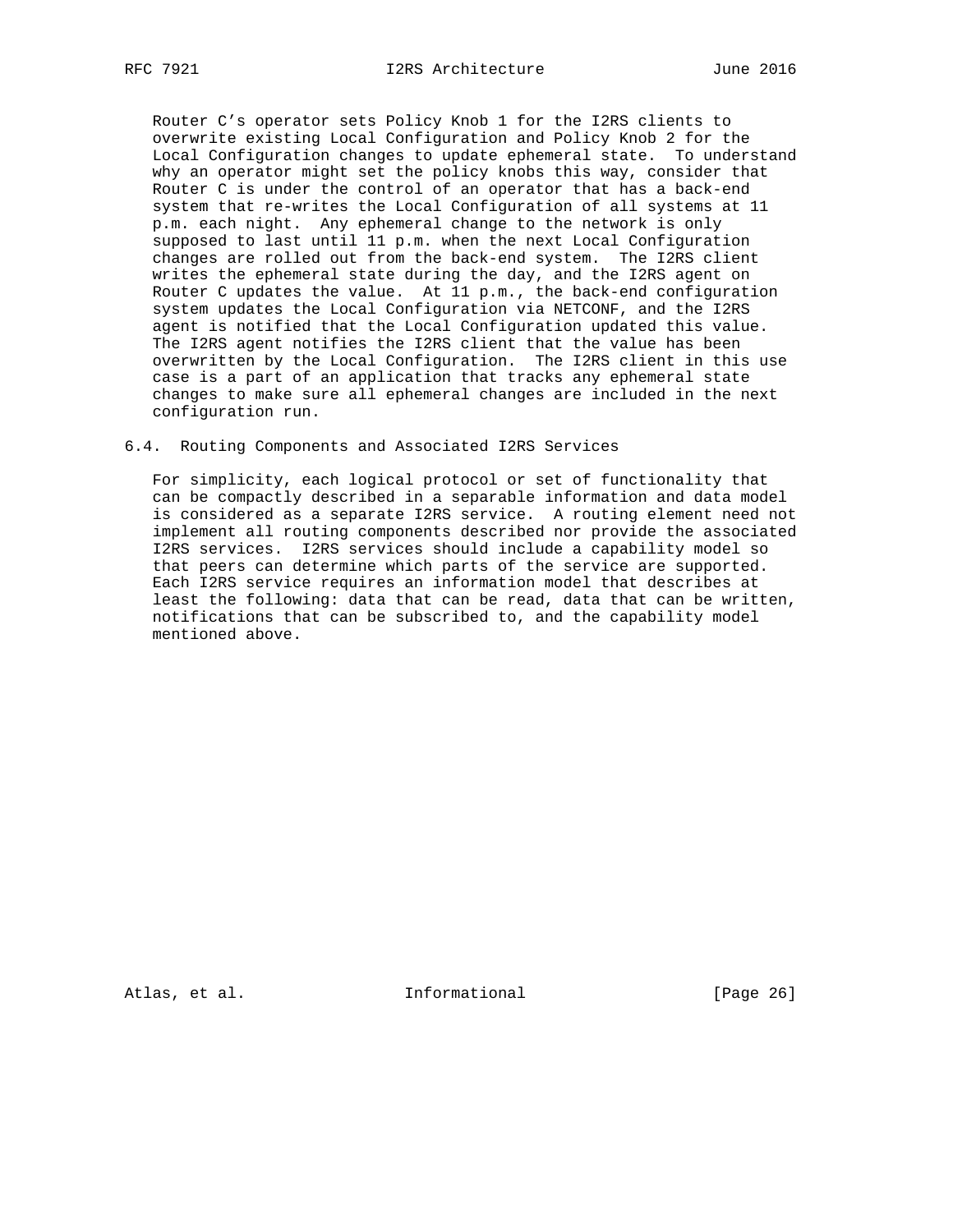Router C's operator sets Policy Knob 1 for the I2RS clients to overwrite existing Local Configuration and Policy Knob 2 for the Local Configuration changes to update ephemeral state. To understand why an operator might set the policy knobs this way, consider that Router C is under the control of an operator that has a back-end system that re-writes the Local Configuration of all systems at 11 p.m. each night. Any ephemeral change to the network is only supposed to last until 11 p.m. when the next Local Configuration changes are rolled out from the back-end system. The I2RS client writes the ephemeral state during the day, and the I2RS agent on Router C updates the value. At 11 p.m., the back-end configuration system updates the Local Configuration via NETCONF, and the I2RS agent is notified that the Local Configuration updated this value. The I2RS agent notifies the I2RS client that the value has been overwritten by the Local Configuration. The I2RS client in this use case is a part of an application that tracks any ephemeral state changes to make sure all ephemeral changes are included in the next configuration run.

## 6.4. Routing Components and Associated I2RS Services

For simplicity, each logical protocol or set of functionality that can be compactly described in a separable information and data model is considered as a separate I2RS service. A routing element need not implement all routing components described nor provide the associated I2RS services. I2RS services should include a capability model so that peers can determine which parts of the service are supported. Each I2RS service requires an information model that describes at least the following: data that can be read, data that can be written, notifications that can be subscribed to, and the capability model mentioned above.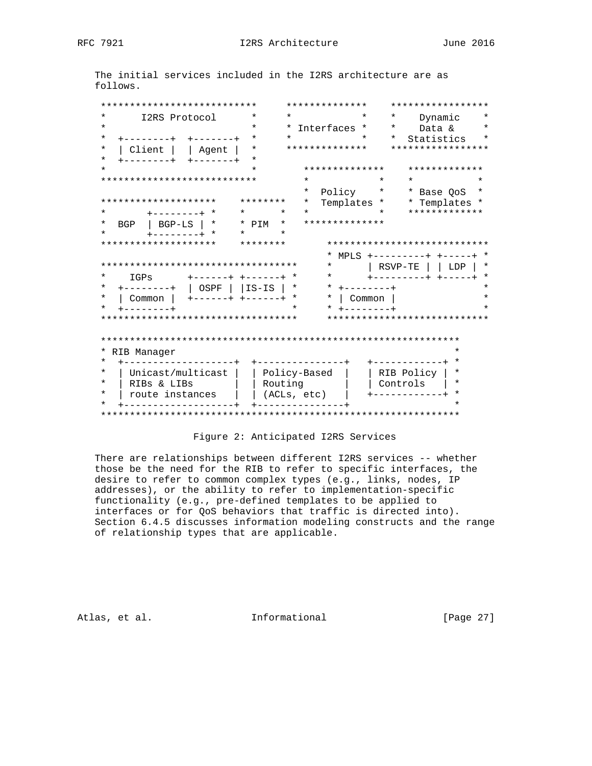The initial services included in the I2RS architecture are as follows.

```
 ***************************     **************    *****************
 *      I2RS Protocol      *     *            *    *    Dynamic    *
 *                         *     * Interfaces *    *    Data &     *
 *  +--------+  +-------+  *     *            *    *  Statistics   *
 *  | Client |  | Agent |  *     **************    *****************
 *  +--------+  +-------+  *
 *                         *        **************    *************
 ***************************        *            *    *           *
                                    *  Policy    *    * Base QoS  *
 ********************    ********   *  Templates *    * Templates *
 *       +--------+ *    *      *   *            *    *************
 *  BGP  | BGP-LS | *    * PIM  *   **************
 *       +--------+ *    *      *
 ********************    ********      ****************************
                                       * MPLS +---------+ +-----+ *
 *********************************     *      | RSVP-TE | | LDP | *
 *    IGPs      +------+ +------+ *     *      +---------+ +-----+ *
 *  +--------+  | OSPF | |IS-IS | *     * +--------+              *
 *  | Common |  +------+ +------+ *     * | Common |              *
 *  +--------+                    *     * +--------+              *
 *********************************     ****************************

 **************************************************************
 * RIB Manager                                                *
 *  +-------------------+  +---------------+   +------------+ *
 *  | Unicast/multicast |  | Policy-Based  |   | RIB Policy | *
 *  | RIBs & LIBs       |  | Routing       |   | Controls   | *
 *  | route instances   |  | (ACLs, etc)   |   +------------+ *
 *  +-------------------+  +---------------+                  *
 **************************************************************
```

Figure 2: Anticipated I2RS Services

There are relationships between different I2RS services -- whether those be the need for the RIB to refer to specific interfaces, the desire to refer to common complex types (e.g., links, nodes, IP addresses), or the ability to refer to implementation-specific functionality (e.g., pre-defined templates to be applied to interfaces or for QoS behaviors that traffic is directed into). Section 6.4.5 discusses information modeling constructs and the range of relationship types that are applicable.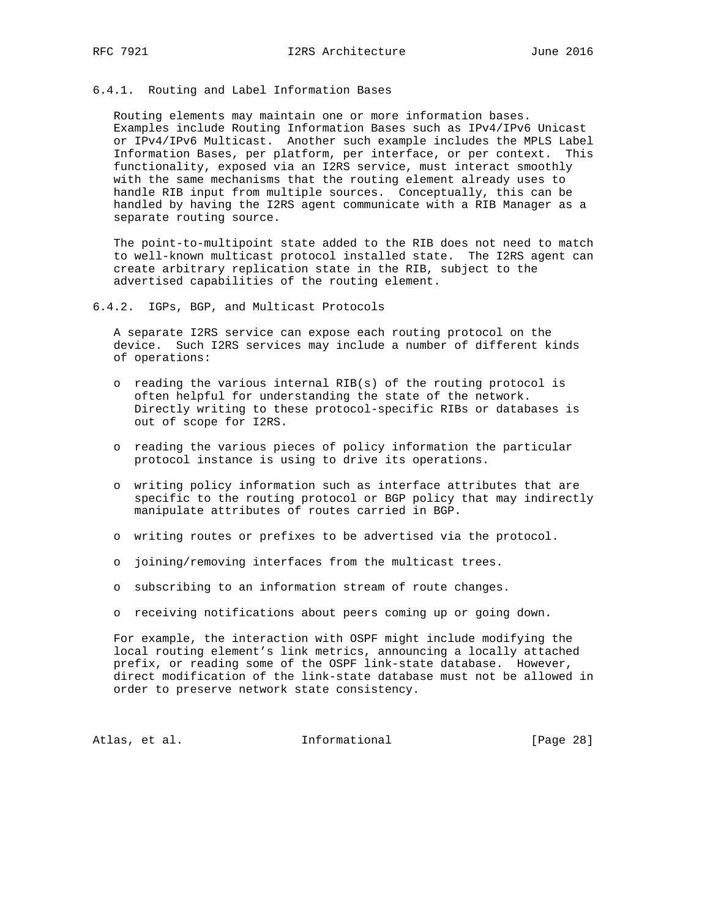#### 6.4.1. Routing and Label Information Bases

Routing elements may maintain one or more information bases. Examples include Routing Information Bases such as IPv4/IPv6 Unicast or IPv4/IPv6 Multicast. Another such example includes the MPLS Label Information Bases, per platform, per interface, or per context. This functionality, exposed via an I2RS service, must interact smoothly with the same mechanisms that the routing element already uses to handle RIB input from multiple sources. Conceptually, this can be handled by having the I2RS agent communicate with a RIB Manager as a separate routing source.

The point-to-multipoint state added to the RIB does not need to match to well-known multicast protocol installed state. The I2RS agent can create arbitrary replication state in the RIB, subject to the advertised capabilities of the routing element.

#### 6.4.2. IGPs, BGP, and Multicast Protocols

A separate I2RS service can expose each routing protocol on the device. Such I2RS services may include a number of different kinds of operations:

- reading the various internal RIB(s) of the routing protocol is often helpful for understanding the state of the network. Directly writing to these protocol-specific RIBs or databases is out of scope for I2RS.
- reading the various pieces of policy information the particular protocol instance is using to drive its operations.
- writing policy information such as interface attributes that are specific to the routing protocol or BGP policy that may indirectly manipulate attributes of routes carried in BGP.
- writing routes or prefixes to be advertised via the protocol.
- joining/removing interfaces from the multicast trees.
- subscribing to an information stream of route changes.
- receiving notifications about peers coming up or going down.

For example, the interaction with OSPF might include modifying the local routing element's link metrics, announcing a locally attached prefix, or reading some of the OSPF link-state database. However, direct modification of the link-state database must not be allowed in order to preserve network state consistency.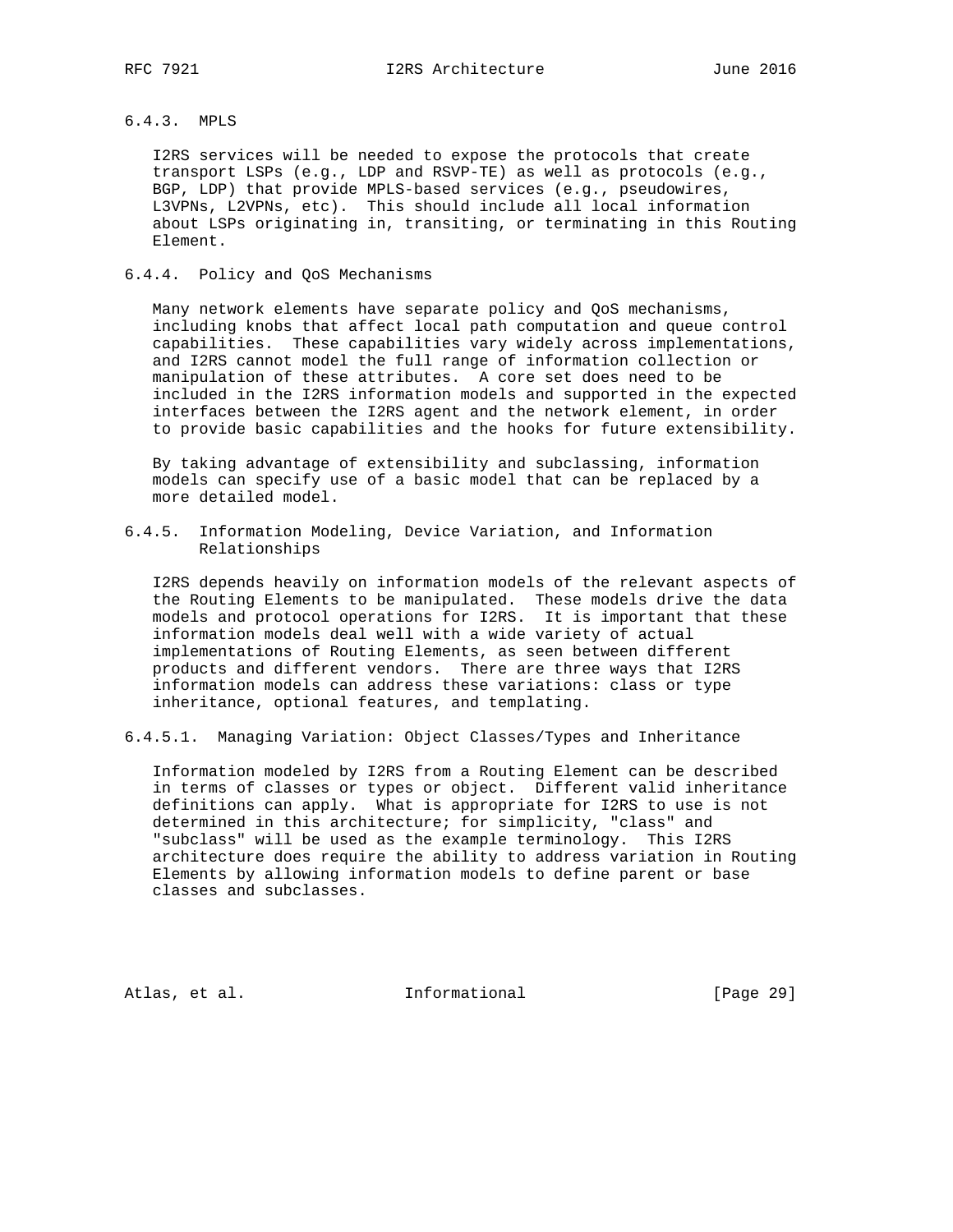### 6.4.3. MPLS

I2RS services will be needed to expose the protocols that create transport LSPs (e.g., LDP and RSVP-TE) as well as protocols (e.g., BGP, LDP) that provide MPLS-based services (e.g., pseudowires, L3VPNs, L2VPNs, etc). This should include all local information about LSPs originating in, transiting, or terminating in this Routing Element.

### 6.4.4. Policy and QoS Mechanisms

Many network elements have separate policy and QoS mechanisms, including knobs that affect local path computation and queue control capabilities. These capabilities vary widely across implementations, and I2RS cannot model the full range of information collection or manipulation of these attributes. A core set does need to be included in the I2RS information models and supported in the expected interfaces between the I2RS agent and the network element, in order to provide basic capabilities and the hooks for future extensibility.

By taking advantage of extensibility and subclassing, information models can specify use of a basic model that can be replaced by a more detailed model.

### 6.4.5. Information Modeling, Device Variation, and Information Relationships

I2RS depends heavily on information models of the relevant aspects of the Routing Elements to be manipulated. These models drive the data models and protocol operations for I2RS. It is important that these information models deal well with a wide variety of actual implementations of Routing Elements, as seen between different products and different vendors. There are three ways that I2RS information models can address these variations: class or type inheritance, optional features, and templating.

#### 6.4.5.1. Managing Variation: Object Classes/Types and Inheritance

Information modeled by I2RS from a Routing Element can be described in terms of classes or types or object. Different valid inheritance definitions can apply. What is appropriate for I2RS to use is not determined in this architecture; for simplicity, "class" and "subclass" will be used as the example terminology. This I2RS architecture does require the ability to address variation in Routing Elements by allowing information models to define parent or base classes and subclasses.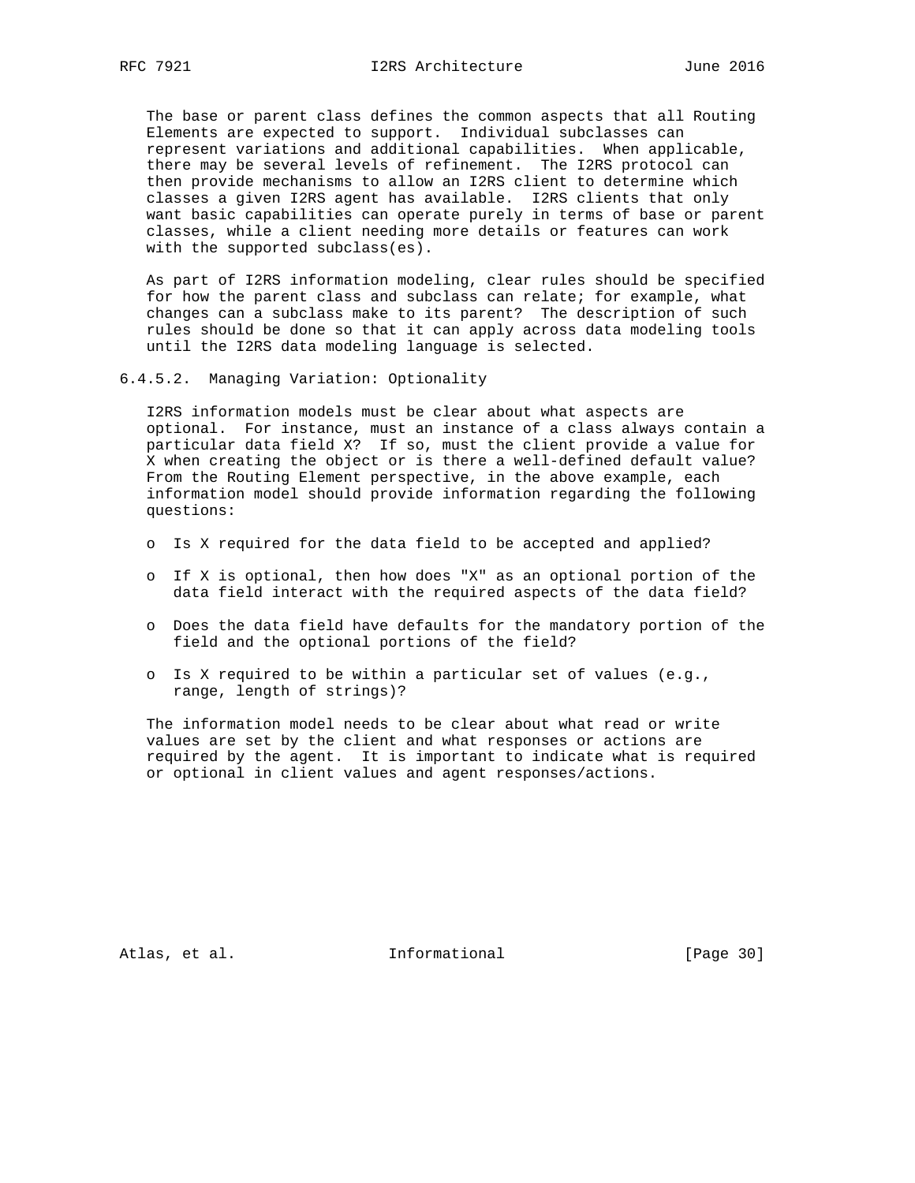The base or parent class defines the common aspects that all Routing Elements are expected to support. Individual subclasses can represent variations and additional capabilities. When applicable, there may be several levels of refinement. The I2RS protocol can then provide mechanisms to allow an I2RS client to determine which classes a given I2RS agent has available. I2RS clients that only want basic capabilities can operate purely in terms of base or parent classes, while a client needing more details or features can work with the supported subclass(es).

As part of I2RS information modeling, clear rules should be specified for how the parent class and subclass can relate; for example, what changes can a subclass make to its parent? The description of such rules should be done so that it can apply across data modeling tools until the I2RS data modeling language is selected.

#### 6.4.5.2. Managing Variation: Optionality

I2RS information models must be clear about what aspects are optional. For instance, must an instance of a class always contain a particular data field X? If so, must the client provide a value for X when creating the object or is there a well-defined default value? From the Routing Element perspective, in the above example, each information model should provide information regarding the following questions:

- Is X required for the data field to be accepted and applied?
- If X is optional, then how does "X" as an optional portion of the data field interact with the required aspects of the data field?
- Does the data field have defaults for the mandatory portion of the field and the optional portions of the field?
- Is X required to be within a particular set of values (e.g., range, length of strings)?

The information model needs to be clear about what read or write values are set by the client and what responses or actions are required by the agent. It is important to indicate what is required or optional in client values and agent responses/actions.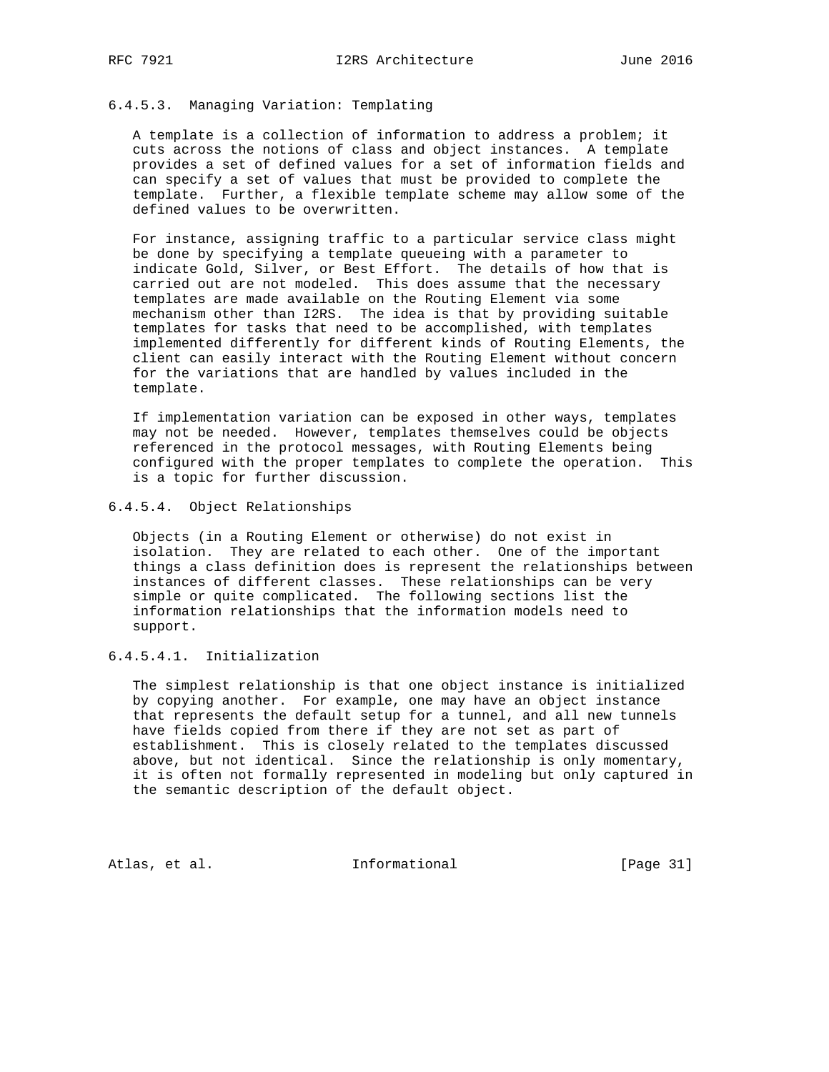#### 6.4.5.3. Managing Variation: Templating

A template is a collection of information to address a problem; it cuts across the notions of class and object instances. A template provides a set of defined values for a set of information fields and can specify a set of values that must be provided to complete the template. Further, a flexible template scheme may allow some of the defined values to be overwritten.

For instance, assigning traffic to a particular service class might be done by specifying a template queueing with a parameter to indicate Gold, Silver, or Best Effort. The details of how that is carried out are not modeled. This does assume that the necessary templates are made available on the Routing Element via some mechanism other than I2RS. The idea is that by providing suitable templates for tasks that need to be accomplished, with templates implemented differently for different kinds of Routing Elements, the client can easily interact with the Routing Element without concern for the variations that are handled by values included in the template.

If implementation variation can be exposed in other ways, templates may not be needed. However, templates themselves could be objects referenced in the protocol messages, with Routing Elements being configured with the proper templates to complete the operation. This is a topic for further discussion.

#### 6.4.5.4. Object Relationships

Objects (in a Routing Element or otherwise) do not exist in isolation. They are related to each other. One of the important things a class definition does is represent the relationships between instances of different classes. These relationships can be very simple or quite complicated. The following sections list the information relationships that the information models need to support.

##### 6.4.5.4.1. Initialization

The simplest relationship is that one object instance is initialized by copying another. For example, one may have an object instance that represents the default setup for a tunnel, and all new tunnels have fields copied from there if they are not set as part of establishment. This is closely related to the templates discussed above, but not identical. Since the relationship is only momentary, it is often not formally represented in modeling but only captured in the semantic description of the default object.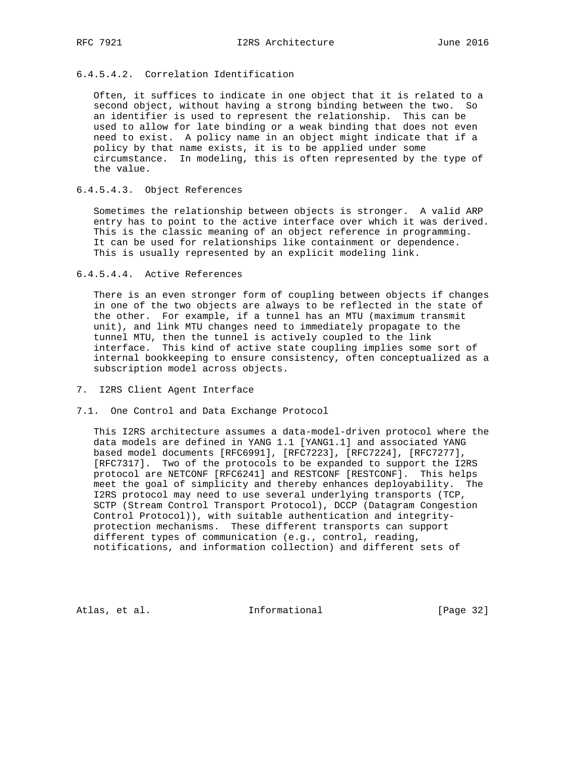###### 6.4.5.4.2. Correlation Identification

Often, it suffices to indicate in one object that it is related to a second object, without having a strong binding between the two. So an identifier is used to represent the relationship. This can be used to allow for late binding or a weak binding that does not even need to exist. A policy name in an object might indicate that if a policy by that name exists, it is to be applied under some circumstance. In modeling, this is often represented by the type of the value.

###### 6.4.5.4.3. Object References

Sometimes the relationship between objects is stronger. A valid ARP entry has to point to the active interface over which it was derived. This is the classic meaning of an object reference in programming. It can be used for relationships like containment or dependence. This is usually represented by an explicit modeling link.

###### 6.4.5.4.4. Active References

There is an even stronger form of coupling between objects if changes in one of the two objects are always to be reflected in the state of the other. For example, if a tunnel has an MTU (maximum transmit unit), and link MTU changes need to immediately propagate to the tunnel MTU, then the tunnel is actively coupled to the link interface. This kind of active state coupling implies some sort of internal bookkeeping to ensure consistency, often conceptualized as a subscription model across objects.

## 7. I2RS Client Agent Interface

### 7.1. One Control and Data Exchange Protocol

This I2RS architecture assumes a data-model-driven protocol where the data models are defined in YANG 1.1 [YANG1.1] and associated YANG based model documents [RFC6991], [RFC7223], [RFC7224], [RFC7277], [RFC7317]. Two of the protocols to be expanded to support the I2RS protocol are NETCONF [RFC6241] and RESTCONF [RESTCONF]. This helps meet the goal of simplicity and thereby enhances deployability. The I2RS protocol may need to use several underlying transports (TCP, SCTP (Stream Control Transport Protocol), DCCP (Datagram Congestion Control Protocol)), with suitable authentication and integrity-protection mechanisms. These different transports can support different types of communication (e.g., control, reading, notifications, and information collection) and different sets of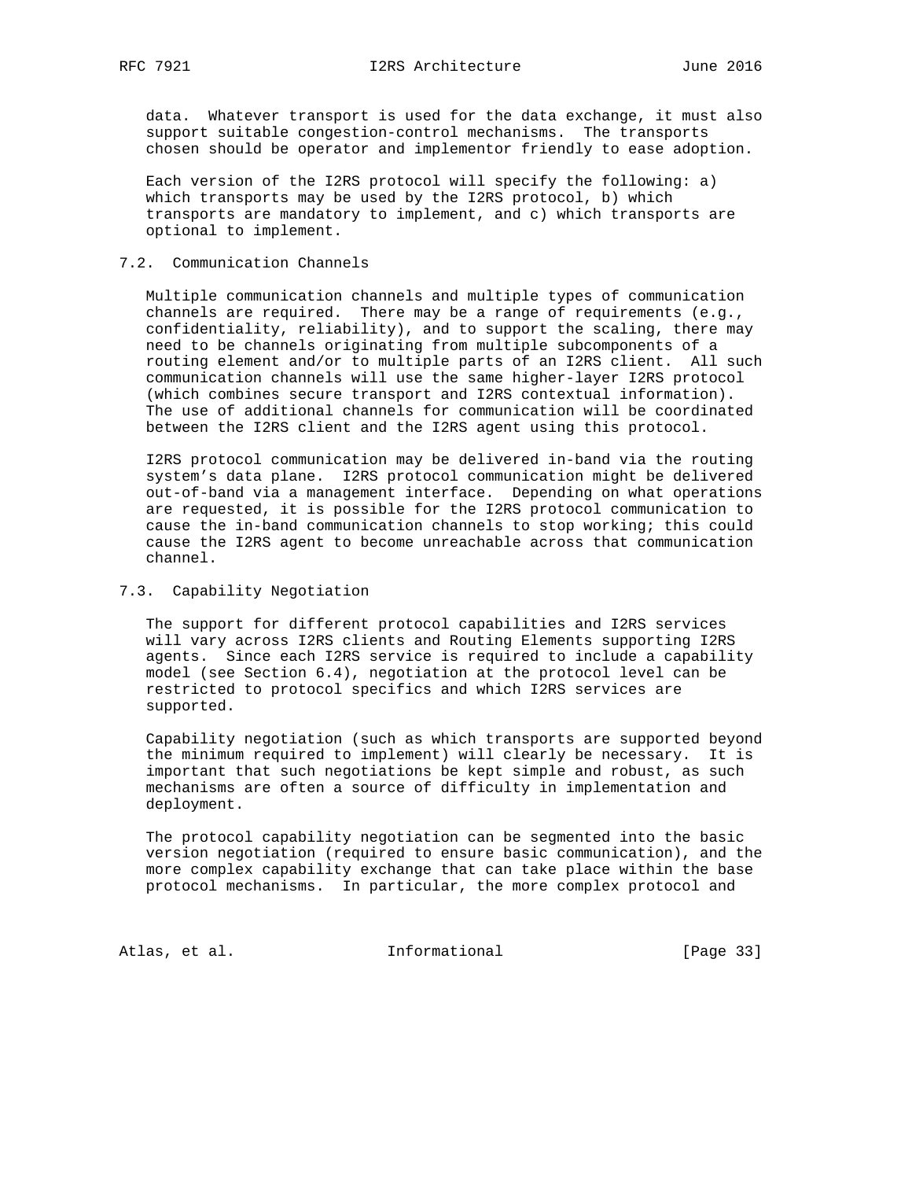data. Whatever transport is used for the data exchange, it must also support suitable congestion-control mechanisms. The transports chosen should be operator and implementor friendly to ease adoption.

Each version of the I2RS protocol will specify the following: a) which transports may be used by the I2RS protocol, b) which transports are mandatory to implement, and c) which transports are optional to implement.

## 7.2. Communication Channels

Multiple communication channels and multiple types of communication channels are required. There may be a range of requirements (e.g., confidentiality, reliability), and to support the scaling, there may need to be channels originating from multiple subcomponents of a routing element and/or to multiple parts of an I2RS client. All such communication channels will use the same higher-layer I2RS protocol (which combines secure transport and I2RS contextual information). The use of additional channels for communication will be coordinated between the I2RS client and the I2RS agent using this protocol.

I2RS protocol communication may be delivered in-band via the routing system's data plane. I2RS protocol communication might be delivered out-of-band via a management interface. Depending on what operations are requested, it is possible for the I2RS protocol communication to cause the in-band communication channels to stop working; this could cause the I2RS agent to become unreachable across that communication channel.

## 7.3. Capability Negotiation

The support for different protocol capabilities and I2RS services will vary across I2RS clients and Routing Elements supporting I2RS agents. Since each I2RS service is required to include a capability model (see Section 6.4), negotiation at the protocol level can be restricted to protocol specifics and which I2RS services are supported.

Capability negotiation (such as which transports are supported beyond the minimum required to implement) will clearly be necessary. It is important that such negotiations be kept simple and robust, as such mechanisms are often a source of difficulty in implementation and deployment.

The protocol capability negotiation can be segmented into the basic version negotiation (required to ensure basic communication), and the more complex capability exchange that can take place within the base protocol mechanisms. In particular, the more complex protocol and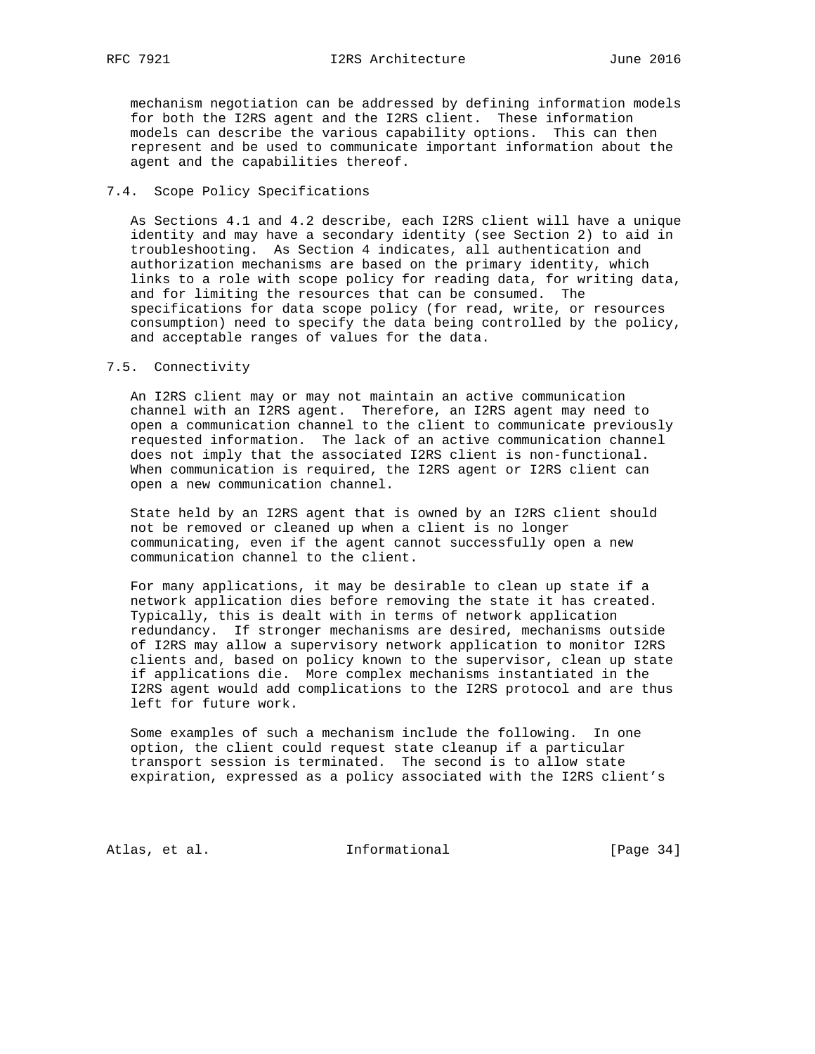mechanism negotiation can be addressed by defining information models for both the I2RS agent and the I2RS client. These information models can describe the various capability options. This can then represent and be used to communicate important information about the agent and the capabilities thereof.

### 7.4. Scope Policy Specifications

As Sections 4.1 and 4.2 describe, each I2RS client will have a unique identity and may have a secondary identity (see Section 2) to aid in troubleshooting. As Section 4 indicates, all authentication and authorization mechanisms are based on the primary identity, which links to a role with scope policy for reading data, for writing data, and for limiting the resources that can be consumed. The specifications for data scope policy (for read, write, or resources consumption) need to specify the data being controlled by the policy, and acceptable ranges of values for the data.

### 7.5. Connectivity

An I2RS client may or may not maintain an active communication channel with an I2RS agent. Therefore, an I2RS agent may need to open a communication channel to the client to communicate previously requested information. The lack of an active communication channel does not imply that the associated I2RS client is non-functional. When communication is required, the I2RS agent or I2RS client can open a new communication channel.

State held by an I2RS agent that is owned by an I2RS client should not be removed or cleaned up when a client is no longer communicating, even if the agent cannot successfully open a new communication channel to the client.

For many applications, it may be desirable to clean up state if a network application dies before removing the state it has created. Typically, this is dealt with in terms of network application redundancy. If stronger mechanisms are desired, mechanisms outside of I2RS may allow a supervisory network application to monitor I2RS clients and, based on policy known to the supervisor, clean up state if applications die. More complex mechanisms instantiated in the I2RS agent would add complications to the I2RS protocol and are thus left for future work.

Some examples of such a mechanism include the following. In one option, the client could request state cleanup if a particular transport session is terminated. The second is to allow state expiration, expressed as a policy associated with the I2RS client's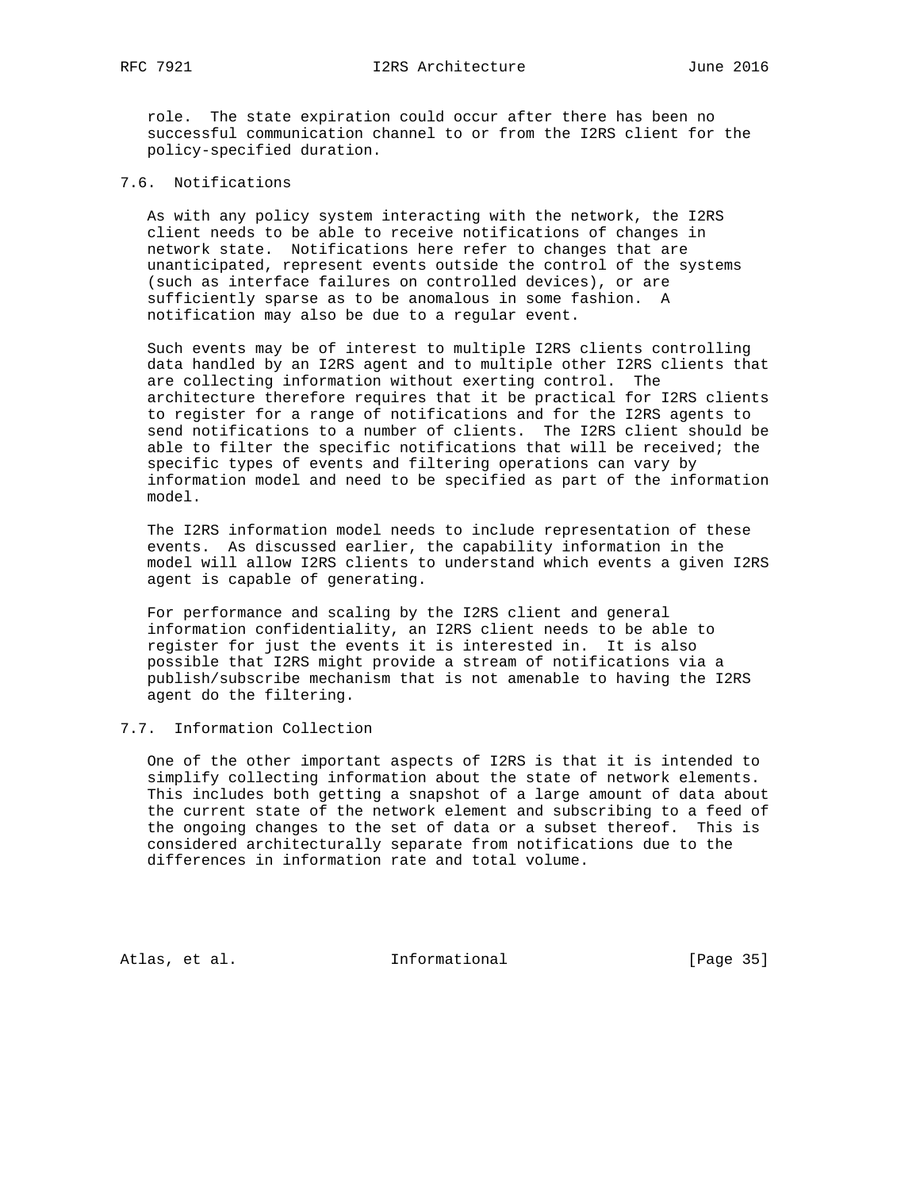role. The state expiration could occur after there has been no successful communication channel to or from the I2RS client for the policy-specified duration.

### 7.6. Notifications

As with any policy system interacting with the network, the I2RS client needs to be able to receive notifications of changes in network state. Notifications here refer to changes that are unanticipated, represent events outside the control of the systems (such as interface failures on controlled devices), or are sufficiently sparse as to be anomalous in some fashion. A notification may also be due to a regular event.

Such events may be of interest to multiple I2RS clients controlling data handled by an I2RS agent and to multiple other I2RS clients that are collecting information without exerting control. The architecture therefore requires that it be practical for I2RS clients to register for a range of notifications and for the I2RS agents to send notifications to a number of clients. The I2RS client should be able to filter the specific notifications that will be received; the specific types of events and filtering operations can vary by information model and need to be specified as part of the information model.

The I2RS information model needs to include representation of these events. As discussed earlier, the capability information in the model will allow I2RS clients to understand which events a given I2RS agent is capable of generating.

For performance and scaling by the I2RS client and general information confidentiality, an I2RS client needs to be able to register for just the events it is interested in. It is also possible that I2RS might provide a stream of notifications via a publish/subscribe mechanism that is not amenable to having the I2RS agent do the filtering.

### 7.7. Information Collection

One of the other important aspects of I2RS is that it is intended to simplify collecting information about the state of network elements. This includes both getting a snapshot of a large amount of data about the current state of the network element and subscribing to a feed of the ongoing changes to the set of data or a subset thereof. This is considered architecturally separate from notifications due to the differences in information rate and total volume.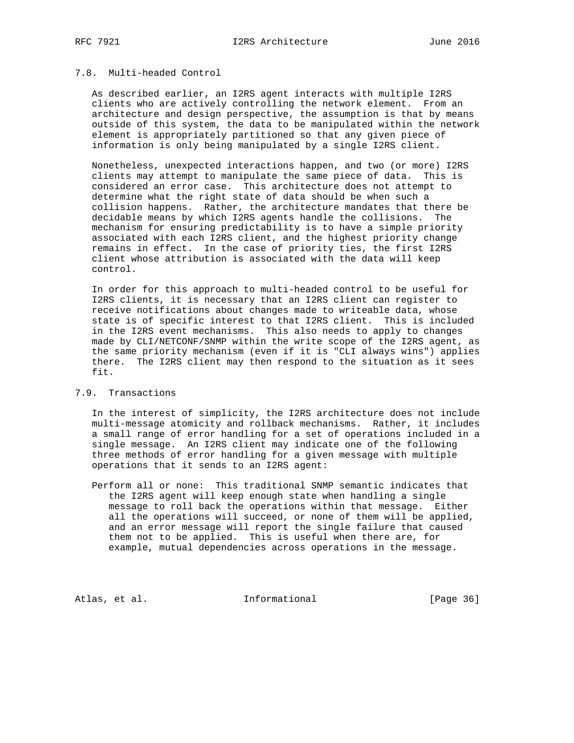### 7.8. Multi-headed Control

As described earlier, an I2RS agent interacts with multiple I2RS clients who are actively controlling the network element. From an architecture and design perspective, the assumption is that by means outside of this system, the data to be manipulated within the network element is appropriately partitioned so that any given piece of information is only being manipulated by a single I2RS client.

Nonetheless, unexpected interactions happen, and two (or more) I2RS clients may attempt to manipulate the same piece of data. This is considered an error case. This architecture does not attempt to determine what the right state of data should be when such a collision happens. Rather, the architecture mandates that there be decidable means by which I2RS agents handle the collisions. The mechanism for ensuring predictability is to have a simple priority associated with each I2RS client, and the highest priority change remains in effect. In the case of priority ties, the first I2RS client whose attribution is associated with the data will keep control.

In order for this approach to multi-headed control to be useful for I2RS clients, it is necessary that an I2RS client can register to receive notifications about changes made to writeable data, whose state is of specific interest to that I2RS client. This is included in the I2RS event mechanisms. This also needs to apply to changes made by CLI/NETCONF/SNMP within the write scope of the I2RS agent, as the same priority mechanism (even if it is "CLI always wins") applies there. The I2RS client may then respond to the situation as it sees fit.

### 7.9. Transactions

In the interest of simplicity, the I2RS architecture does not include multi-message atomicity and rollback mechanisms. Rather, it includes a small range of error handling for a set of operations included in a single message. An I2RS client may indicate one of the following three methods of error handling for a given message with multiple operations that it sends to an I2RS agent:

Perform all or none: This traditional SNMP semantic indicates that the I2RS agent will keep enough state when handling a single message to roll back the operations within that message. Either all the operations will succeed, or none of them will be applied, and an error message will report the single failure that caused them not to be applied. This is useful when there are, for example, mutual dependencies across operations in the message.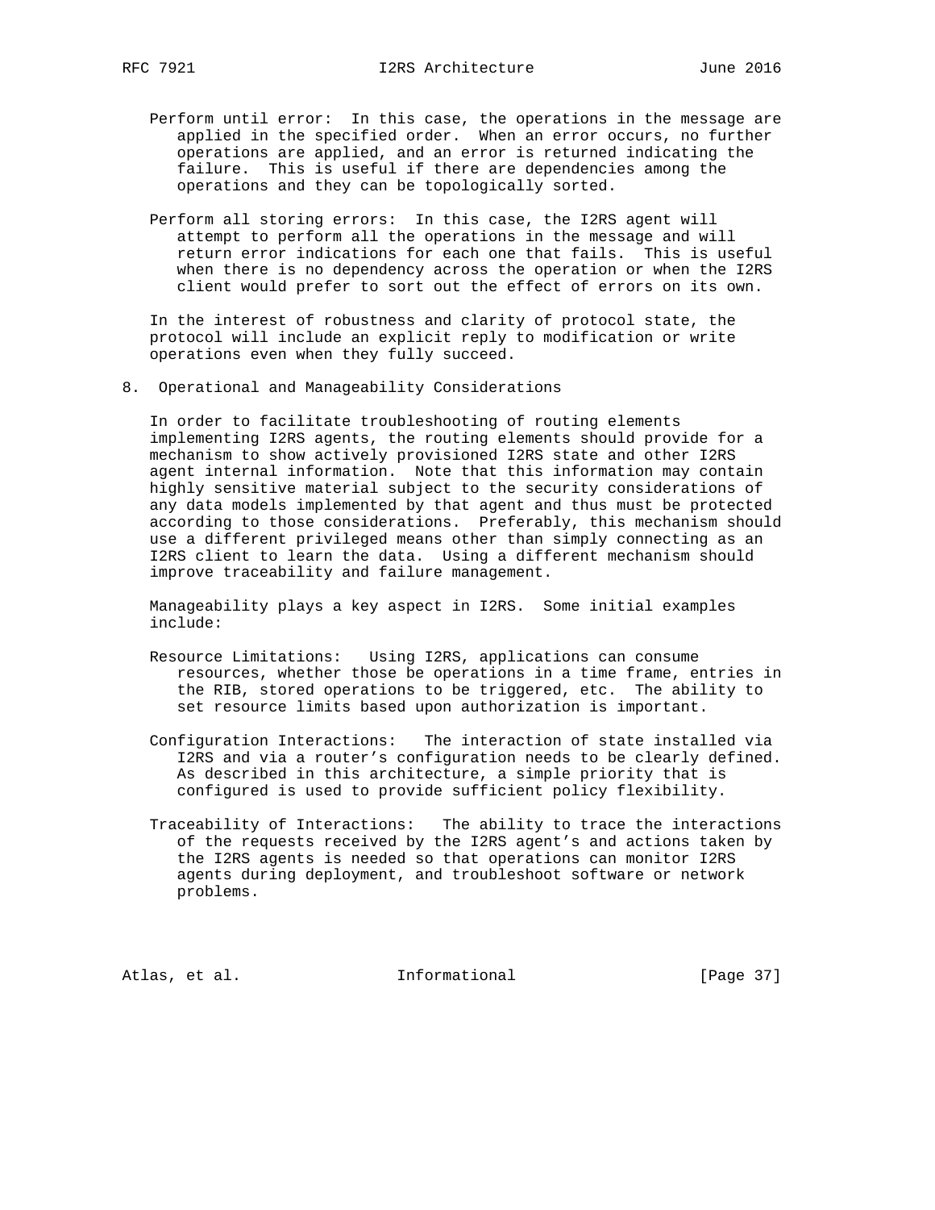Perform until error: In this case, the operations in the message are applied in the specified order. When an error occurs, no further operations are applied, and an error is returned indicating the failure. This is useful if there are dependencies among the operations and they can be topologically sorted.

Perform all storing errors: In this case, the I2RS agent will attempt to perform all the operations in the message and will return error indications for each one that fails. This is useful when there is no dependency across the operation or when the I2RS client would prefer to sort out the effect of errors on its own.

In the interest of robustness and clarity of protocol state, the protocol will include an explicit reply to modification or write operations even when they fully succeed.

## 8. Operational and Manageability Considerations

In order to facilitate troubleshooting of routing elements implementing I2RS agents, the routing elements should provide for a mechanism to show actively provisioned I2RS state and other I2RS agent internal information. Note that this information may contain highly sensitive material subject to the security considerations of any data models implemented by that agent and thus must be protected according to those considerations. Preferably, this mechanism should use a different privileged means other than simply connecting as an I2RS client to learn the data. Using a different mechanism should improve traceability and failure management.

Manageability plays a key aspect in I2RS. Some initial examples include:

Resource Limitations: Using I2RS, applications can consume resources, whether those be operations in a time frame, entries in the RIB, stored operations to be triggered, etc. The ability to set resource limits based upon authorization is important.

Configuration Interactions: The interaction of state installed via I2RS and via a router's configuration needs to be clearly defined. As described in this architecture, a simple priority that is configured is used to provide sufficient policy flexibility.

Traceability of Interactions: The ability to trace the interactions of the requests received by the I2RS agent's and actions taken by the I2RS agents is needed so that operations can monitor I2RS agents during deployment, and troubleshoot software or network problems.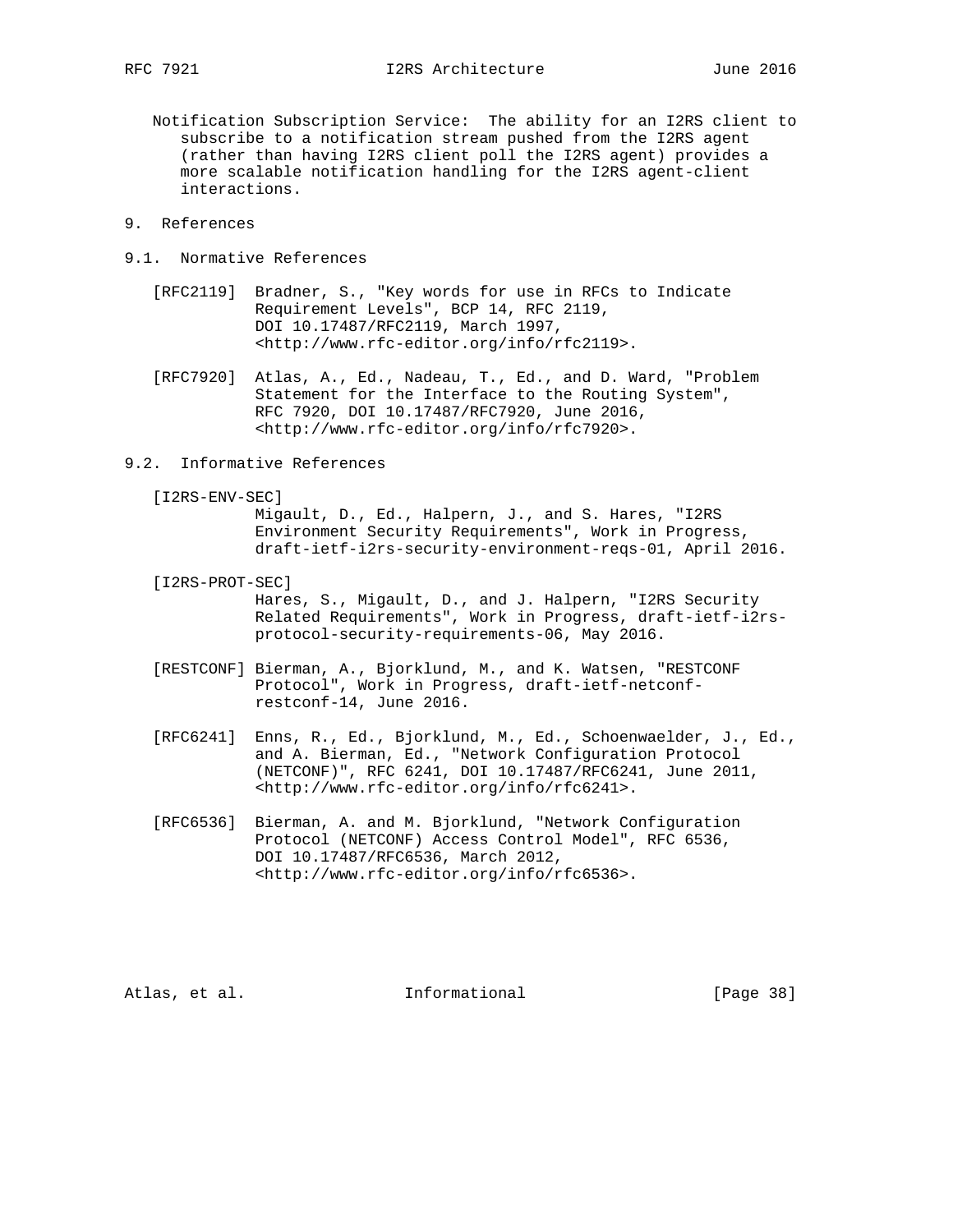Notification Subscription Service: The ability for an I2RS client to subscribe to a notification stream pushed from the I2RS agent (rather than having I2RS client poll the I2RS agent) provides a more scalable notification handling for the I2RS agent-client interactions.

# 9. References

## 9.1. Normative References

[RFC2119] Bradner, S., "Key words for use in RFCs to Indicate Requirement Levels", BCP 14, RFC 2119, DOI 10.17487/RFC2119, March 1997, <http://www.rfc-editor.org/info/rfc2119>.

[RFC7920] Atlas, A., Ed., Nadeau, T., Ed., and D. Ward, "Problem Statement for the Interface to the Routing System", RFC 7920, DOI 10.17487/RFC7920, June 2016, <http://www.rfc-editor.org/info/rfc7920>.

## 9.2. Informative References

[I2RS-ENV-SEC] Migault, D., Ed., Halpern, J., and S. Hares, "I2RS Environment Security Requirements", Work in Progress, draft-ietf-i2rs-security-environment-reqs-01, April 2016.

[I2RS-PROT-SEC] Hares, S., Migault, D., and J. Halpern, "I2RS Security Related Requirements", Work in Progress, draft-ietf-i2rs-protocol-security-requirements-06, May 2016.

[RESTCONF] Bierman, A., Bjorklund, M., and K. Watsen, "RESTCONF Protocol", Work in Progress, draft-ietf-netconf-restconf-14, June 2016.

[RFC6241] Enns, R., Ed., Bjorklund, M., Ed., Schoenwaelder, J., Ed., and A. Bierman, Ed., "Network Configuration Protocol (NETCONF)", RFC 6241, DOI 10.17487/RFC6241, June 2011, <http://www.rfc-editor.org/info/rfc6241>.

[RFC6536] Bierman, A. and M. Bjorklund, "Network Configuration Protocol (NETCONF) Access Control Model", RFC 6536, DOI 10.17487/RFC6536, March 2012, <http://www.rfc-editor.org/info/rfc6536>.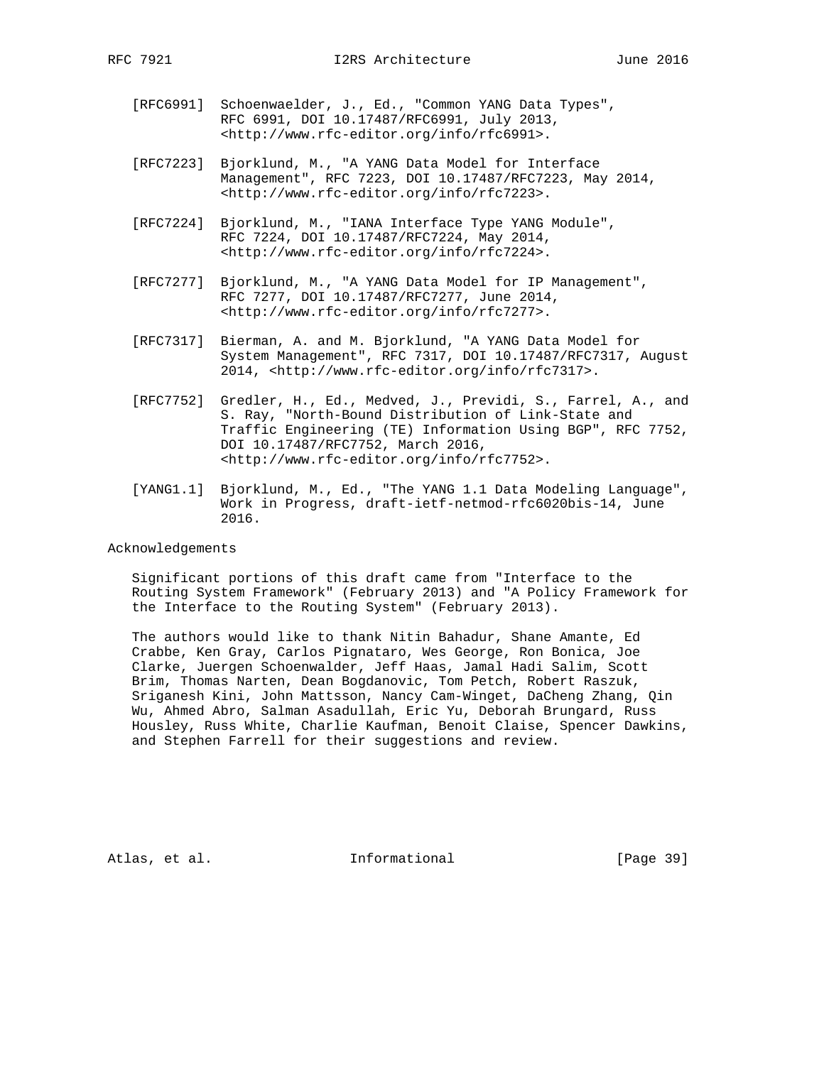[RFC6991] Schoenwaelder, J., Ed., "Common YANG Data Types", RFC 6991, DOI 10.17487/RFC6991, July 2013, <http://www.rfc-editor.org/info/rfc6991>.

[RFC7223] Bjorklund, M., "A YANG Data Model for Interface Management", RFC 7223, DOI 10.17487/RFC7223, May 2014, <http://www.rfc-editor.org/info/rfc7223>.

[RFC7224] Bjorklund, M., "IANA Interface Type YANG Module", RFC 7224, DOI 10.17487/RFC7224, May 2014, <http://www.rfc-editor.org/info/rfc7224>.

[RFC7277] Bjorklund, M., "A YANG Data Model for IP Management", RFC 7277, DOI 10.17487/RFC7277, June 2014, <http://www.rfc-editor.org/info/rfc7277>.

[RFC7317] Bierman, A. and M. Bjorklund, "A YANG Data Model for System Management", RFC 7317, DOI 10.17487/RFC7317, August 2014, <http://www.rfc-editor.org/info/rfc7317>.

[RFC7752] Gredler, H., Ed., Medved, J., Previdi, S., Farrel, A., and S. Ray, "North-Bound Distribution of Link-State and Traffic Engineering (TE) Information Using BGP", RFC 7752, DOI 10.17487/RFC7752, March 2016, <http://www.rfc-editor.org/info/rfc7752>.

[YANG1.1] Bjorklund, M., Ed., "The YANG 1.1 Data Modeling Language", Work in Progress, draft-ietf-netmod-rfc6020bis-14, June 2016.

# Acknowledgements

Significant portions of this draft came from "Interface to the Routing System Framework" (February 2013) and "A Policy Framework for the Interface to the Routing System" (February 2013).

The authors would like to thank Nitin Bahadur, Shane Amante, Ed Crabbe, Ken Gray, Carlos Pignataro, Wes George, Ron Bonica, Joe Clarke, Juergen Schoenwalder, Jeff Haas, Jamal Hadi Salim, Scott Brim, Thomas Narten, Dean Bogdanovic, Tom Petch, Robert Raszuk, Sriganesh Kini, John Mattsson, Nancy Cam-Winget, DaCheng Zhang, Qin Wu, Ahmed Abro, Salman Asadullah, Eric Yu, Deborah Brungard, Russ Housley, Russ White, Charlie Kaufman, Benoit Claise, Spencer Dawkins, and Stephen Farrell for their suggestions and review.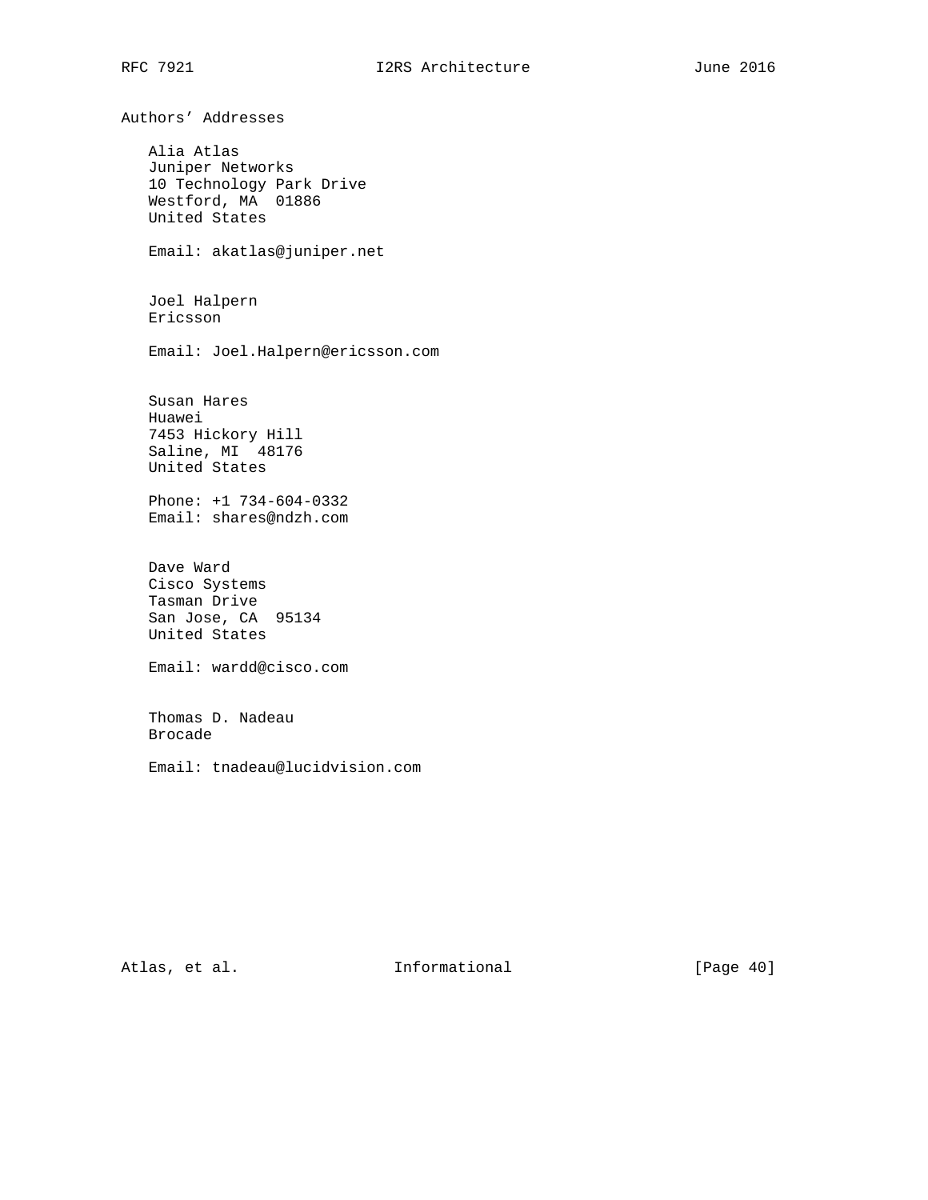## Authors' Addresses

Alia Atlas
Juniper Networks
10 Technology Park Drive
Westford, MA  01886
United States

Email: akatlas@juniper.net

Joel Halpern
Ericsson

Email: Joel.Halpern@ericsson.com

Susan Hares
Huawei
7453 Hickory Hill
Saline, MI  48176
United States

Phone: +1 734-604-0332
Email: shares@ndzh.com

Dave Ward
Cisco Systems
Tasman Drive
San Jose, CA  95134
United States

Email: wardd@cisco.com

Thomas D. Nadeau
Brocade

Email: tnadeau@lucidvision.com